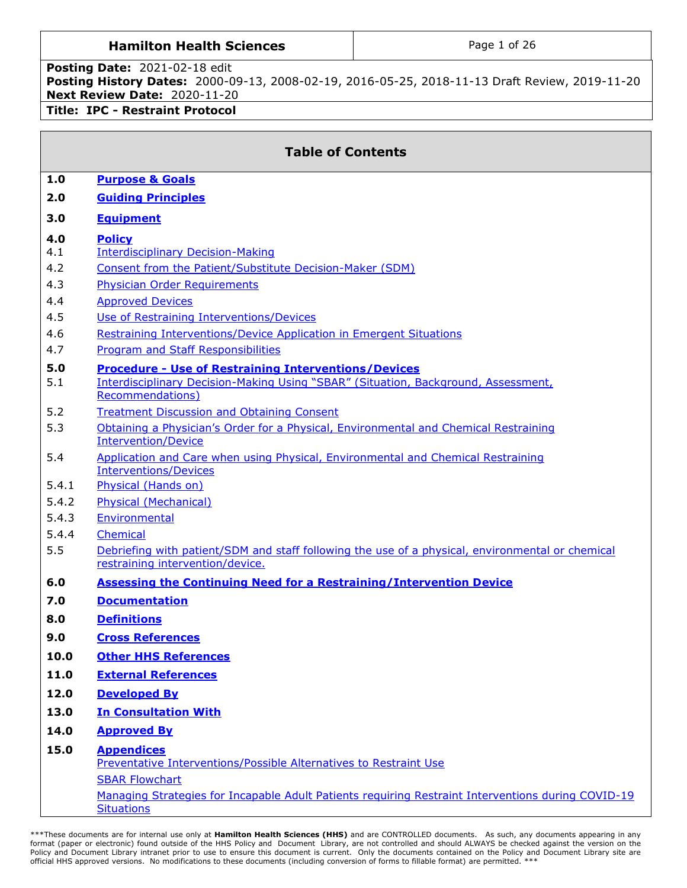**Hamilton Health Sciences**

**Posting Date:** 2021-02-18 edit
**Posting History Dates:** 2000-09-13, 2008-02-19, 2016-05-25, 2018-11-13 Draft Review, 2019-11-20
**Next Review Date:** 2020-11-20
**Title: IPC - Restraint Protocol**

## Table of Contents

**1.0 Purpose & Goals**

**2.0 Guiding Principles**

**3.0 Equipment**

**4.0 Policy**
- 4.1 Interdisciplinary Decision-Making
- 4.2 Consent from the Patient/Substitute Decision-Maker (SDM)
- 4.3 Physician Order Requirements
- 4.4 Approved Devices
- 4.5 Use of Restraining Interventions/Devices
- 4.6 Restraining Interventions/Device Application in Emergent Situations
- 4.7 Program and Staff Responsibilities

**5.0 Procedure - Use of Restraining Interventions/Devices**
- 5.1 Interdisciplinary Decision-Making Using "SBAR" (Situation, Background, Assessment, Recommendations)
- 5.2 Treatment Discussion and Obtaining Consent
- 5.3 Obtaining a Physician's Order for a Physical, Environmental and Chemical Restraining Intervention/Device
- 5.4 Application and Care when using Physical, Environmental and Chemical Restraining Interventions/Devices
- 5.4.1 Physical (Hands on)
- 5.4.2 Physical (Mechanical)
- 5.4.3 Environmental
- 5.4.4 Chemical
- 5.5 Debriefing with patient/SDM and staff following the use of a physical, environmental or chemical restraining intervention/device.

**6.0 Assessing the Continuing Need for a Restraining/Intervention Device**

**7.0 Documentation**

**8.0 Definitions**

**9.0 Cross References**

**10.0 Other HHS References**

**11.0 External References**

**12.0 Developed By**

**13.0 In Consultation With**

**14.0 Approved By**

**15.0 Appendices**
- Preventative Interventions/Possible Alternatives to Restraint Use
- SBAR Flowchart
- Managing Strategies for Incapable Adult Patients requiring Restraint Interventions during COVID-19 Situations

***These documents are for internal use only at **Hamilton Health Sciences (HHS)** and are CONTROLLED documents. As such, any documents appearing in any format (paper or electronic) found outside of the HHS Policy and Document Library, are not controlled and should ALWAYS be checked against the version on the Policy and Document Library intranet prior to use to ensure this document is current. Only the documents contained on the Policy and Document Library site are official HHS approved versions. No modifications to these documents (including conversion of forms to fillable format) are permitted. ***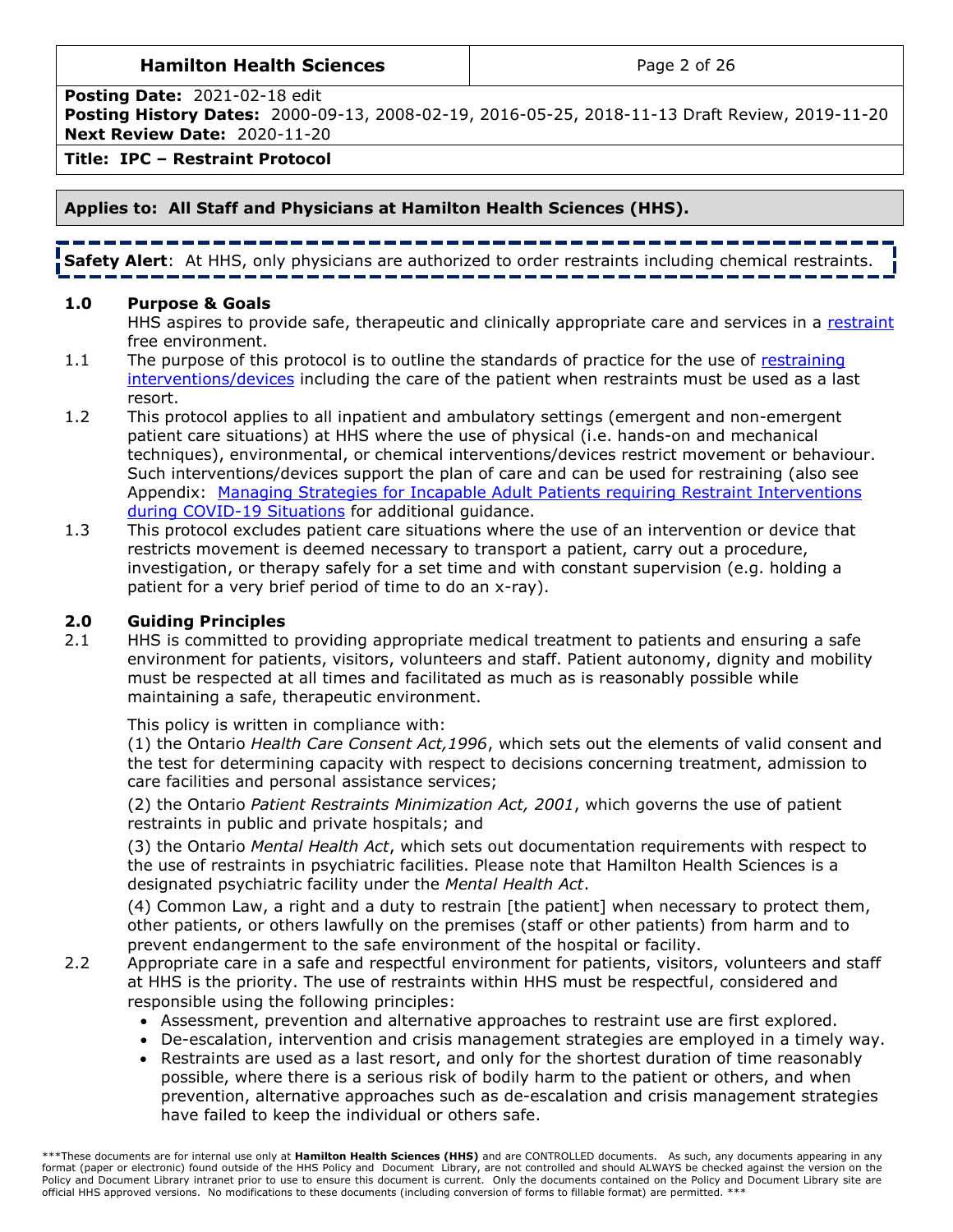**Posting Date:** 2021-02-18 edit
**Posting History Dates:** 2000-09-13, 2008-02-19, 2016-05-25, 2018-11-13 Draft Review, 2019-11-20
**Next Review Date:** 2020-11-20

**Title: IPC – Restraint Protocol**

**Applies to: All Staff and Physicians at Hamilton Health Sciences (HHS).**

**Safety Alert**: At HHS, only physicians are authorized to order restraints including chemical restraints.

## 1.0 Purpose & Goals

HHS aspires to provide safe, therapeutic and clinically appropriate care and services in a restraint free environment.

1.1 The purpose of this protocol is to outline the standards of practice for the use of restraining interventions/devices including the care of the patient when restraints must be used as a last resort.

1.2 This protocol applies to all inpatient and ambulatory settings (emergent and non-emergent patient care situations) at HHS where the use of physical (i.e. hands-on and mechanical techniques), environmental, or chemical interventions/devices restrict movement or behaviour. Such interventions/devices support the plan of care and can be used for restraining (also see Appendix: Managing Strategies for Incapable Adult Patients requiring Restraint Interventions during COVID-19 Situations for additional guidance.

1.3 This protocol excludes patient care situations where the use of an intervention or device that restricts movement is deemed necessary to transport a patient, carry out a procedure, investigation, or therapy safely for a set time and with constant supervision (e.g. holding a patient for a very brief period of time to do an x-ray).

## 2.0 Guiding Principles

2.1 HHS is committed to providing appropriate medical treatment to patients and ensuring a safe environment for patients, visitors, volunteers and staff. Patient autonomy, dignity and mobility must be respected at all times and facilitated as much as is reasonably possible while maintaining a safe, therapeutic environment.

This policy is written in compliance with:

(1) the Ontario *Health Care Consent Act,1996*, which sets out the elements of valid consent and the test for determining capacity with respect to decisions concerning treatment, admission to care facilities and personal assistance services;

(2) the Ontario *Patient Restraints Minimization Act, 2001*, which governs the use of patient restraints in public and private hospitals; and

(3) the Ontario *Mental Health Act*, which sets out documentation requirements with respect to the use of restraints in psychiatric facilities. Please note that Hamilton Health Sciences is a designated psychiatric facility under the *Mental Health Act*.

(4) Common Law, a right and a duty to restrain [the patient] when necessary to protect them, other patients, or others lawfully on the premises (staff or other patients) from harm and to prevent endangerment to the safe environment of the hospital or facility.

2.2 Appropriate care in a safe and respectful environment for patients, visitors, volunteers and staff at HHS is the priority. The use of restraints within HHS must be respectful, considered and responsible using the following principles:

- Assessment, prevention and alternative approaches to restraint use are first explored.
- De-escalation, intervention and crisis management strategies are employed in a timely way.
- Restraints are used as a last resort, and only for the shortest duration of time reasonably possible, where there is a serious risk of bodily harm to the patient or others, and when prevention, alternative approaches such as de-escalation and crisis management strategies have failed to keep the individual or others safe.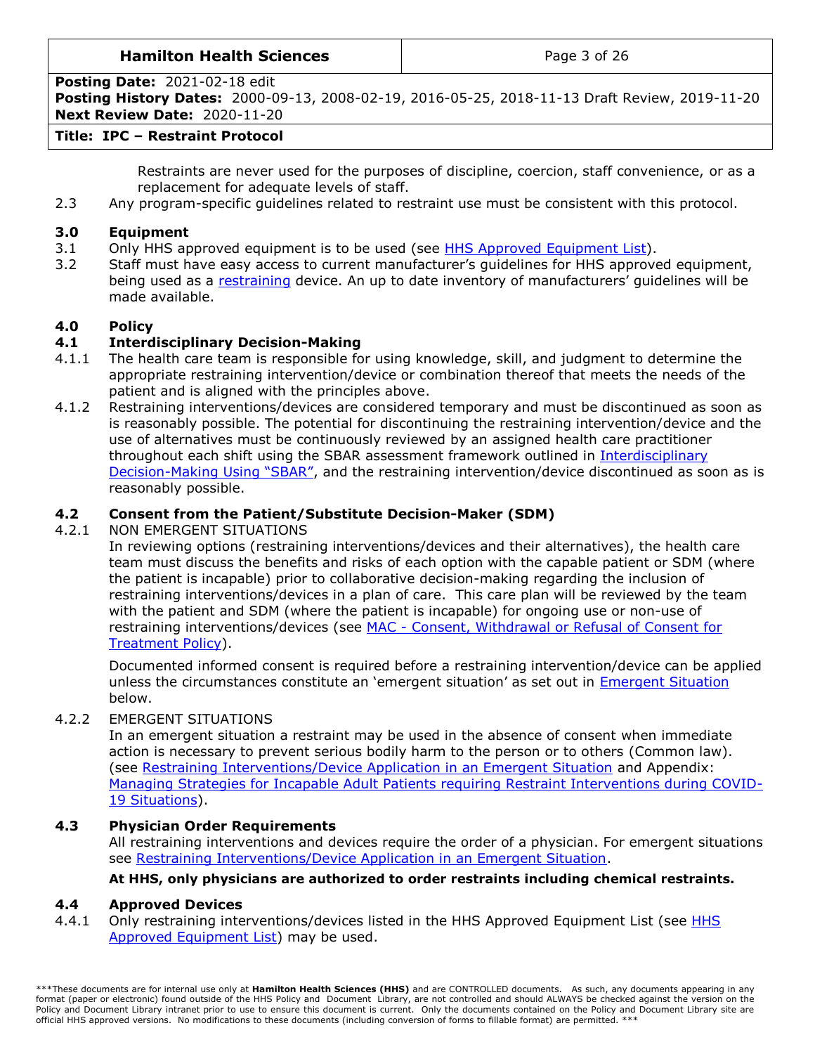Restraints are never used for the purposes of discipline, coercion, staff convenience, or as a replacement for adequate levels of staff.

2.3 Any program-specific guidelines related to restraint use must be consistent with this protocol.

## 3.0 Equipment

3.1 Only HHS approved equipment is to be used (see HHS Approved Equipment List).

3.2 Staff must have easy access to current manufacturer's guidelines for HHS approved equipment, being used as a restraining device. An up to date inventory of manufacturers' guidelines will be made available.

## 4.0 Policy

### 4.1 Interdisciplinary Decision-Making

4.1.1 The health care team is responsible for using knowledge, skill, and judgment to determine the appropriate restraining intervention/device or combination thereof that meets the needs of the patient and is aligned with the principles above.

4.1.2 Restraining interventions/devices are considered temporary and must be discontinued as soon as is reasonably possible. The potential for discontinuing the restraining intervention/device and the use of alternatives must be continuously reviewed by an assigned health care practitioner throughout each shift using the SBAR assessment framework outlined in Interdisciplinary Decision-Making Using "SBAR", and the restraining intervention/device discontinued as soon as is reasonably possible.

### 4.2 Consent from the Patient/Substitute Decision-Maker (SDM)

4.2.1 NON EMERGENT SITUATIONS

In reviewing options (restraining interventions/devices and their alternatives), the health care team must discuss the benefits and risks of each option with the capable patient or SDM (where the patient is incapable) prior to collaborative decision-making regarding the inclusion of restraining interventions/devices in a plan of care. This care plan will be reviewed by the team with the patient and SDM (where the patient is incapable) for ongoing use or non-use of restraining interventions/devices (see MAC - Consent, Withdrawal or Refusal of Consent for Treatment Policy).

Documented informed consent is required before a restraining intervention/device can be applied unless the circumstances constitute an 'emergent situation' as set out in Emergent Situation below.

4.2.2 EMERGENT SITUATIONS

In an emergent situation a restraint may be used in the absence of consent when immediate action is necessary to prevent serious bodily harm to the person or to others (Common law). (see Restraining Interventions/Device Application in an Emergent Situation and Appendix: Managing Strategies for Incapable Adult Patients requiring Restraint Interventions during COVID-19 Situations).

### 4.3 Physician Order Requirements

All restraining interventions and devices require the order of a physician. For emergent situations see Restraining Interventions/Device Application in an Emergent Situation.

**At HHS, only physicians are authorized to order restraints including chemical restraints.**

### 4.4 Approved Devices

4.4.1 Only restraining interventions/devices listed in the HHS Approved Equipment List (see HHS Approved Equipment List) may be used.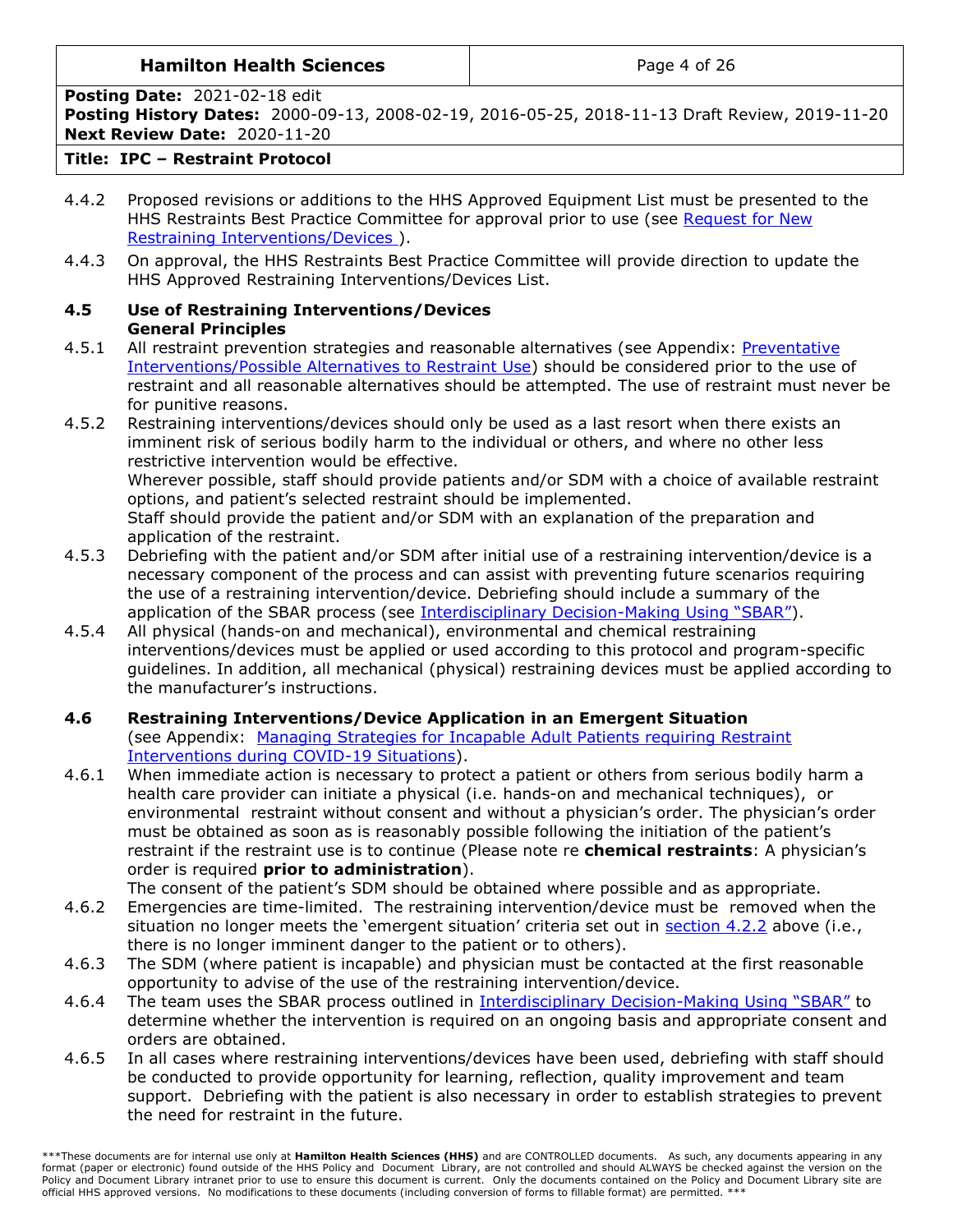4.4.2 Proposed revisions or additions to the HHS Approved Equipment List must be presented to the HHS Restraints Best Practice Committee for approval prior to use (see Request for New Restraining Interventions/Devices ).

4.4.3 On approval, the HHS Restraints Best Practice Committee will provide direction to update the HHS Approved Restraining Interventions/Devices List.

### 4.5 Use of Restraining Interventions/Devices

**General Principles**

4.5.1 All restraint prevention strategies and reasonable alternatives (see Appendix: Preventative Interventions/Possible Alternatives to Restraint Use) should be considered prior to the use of restraint and all reasonable alternatives should be attempted. The use of restraint must never be for punitive reasons.

4.5.2 Restraining interventions/devices should only be used as a last resort when there exists an imminent risk of serious bodily harm to the individual or others, and where no other less restrictive intervention would be effective.
Wherever possible, staff should provide patients and/or SDM with a choice of available restraint options, and patient's selected restraint should be implemented.
Staff should provide the patient and/or SDM with an explanation of the preparation and application of the restraint.

4.5.3 Debriefing with the patient and/or SDM after initial use of a restraining intervention/device is a necessary component of the process and can assist with preventing future scenarios requiring the use of a restraining intervention/device. Debriefing should include a summary of the application of the SBAR process (see Interdisciplinary Decision-Making Using "SBAR").

4.5.4 All physical (hands-on and mechanical), environmental and chemical restraining interventions/devices must be applied or used according to this protocol and program-specific guidelines. In addition, all mechanical (physical) restraining devices must be applied according to the manufacturer's instructions.

### 4.6 Restraining Interventions/Device Application in an Emergent Situation

(see Appendix: Managing Strategies for Incapable Adult Patients requiring Restraint Interventions during COVID-19 Situations).

4.6.1 When immediate action is necessary to protect a patient or others from serious bodily harm a health care provider can initiate a physical (i.e. hands-on and mechanical techniques), or environmental restraint without consent and without a physician's order. The physician's order must be obtained as soon as is reasonably possible following the initiation of the patient's restraint if the restraint use is to continue (Please note re **chemical restraints**: A physician's order is required **prior to administration**).
The consent of the patient's SDM should be obtained where possible and as appropriate.

4.6.2 Emergencies are time-limited. The restraining intervention/device must be removed when the situation no longer meets the 'emergent situation' criteria set out in section 4.2.2 above (i.e., there is no longer imminent danger to the patient or to others).

4.6.3 The SDM (where patient is incapable) and physician must be contacted at the first reasonable opportunity to advise of the use of the restraining intervention/device.

4.6.4 The team uses the SBAR process outlined in Interdisciplinary Decision-Making Using "SBAR" to determine whether the intervention is required on an ongoing basis and appropriate consent and orders are obtained.

4.6.5 In all cases where restraining interventions/devices have been used, debriefing with staff should be conducted to provide opportunity for learning, reflection, quality improvement and team support. Debriefing with the patient is also necessary in order to establish strategies to prevent the need for restraint in the future.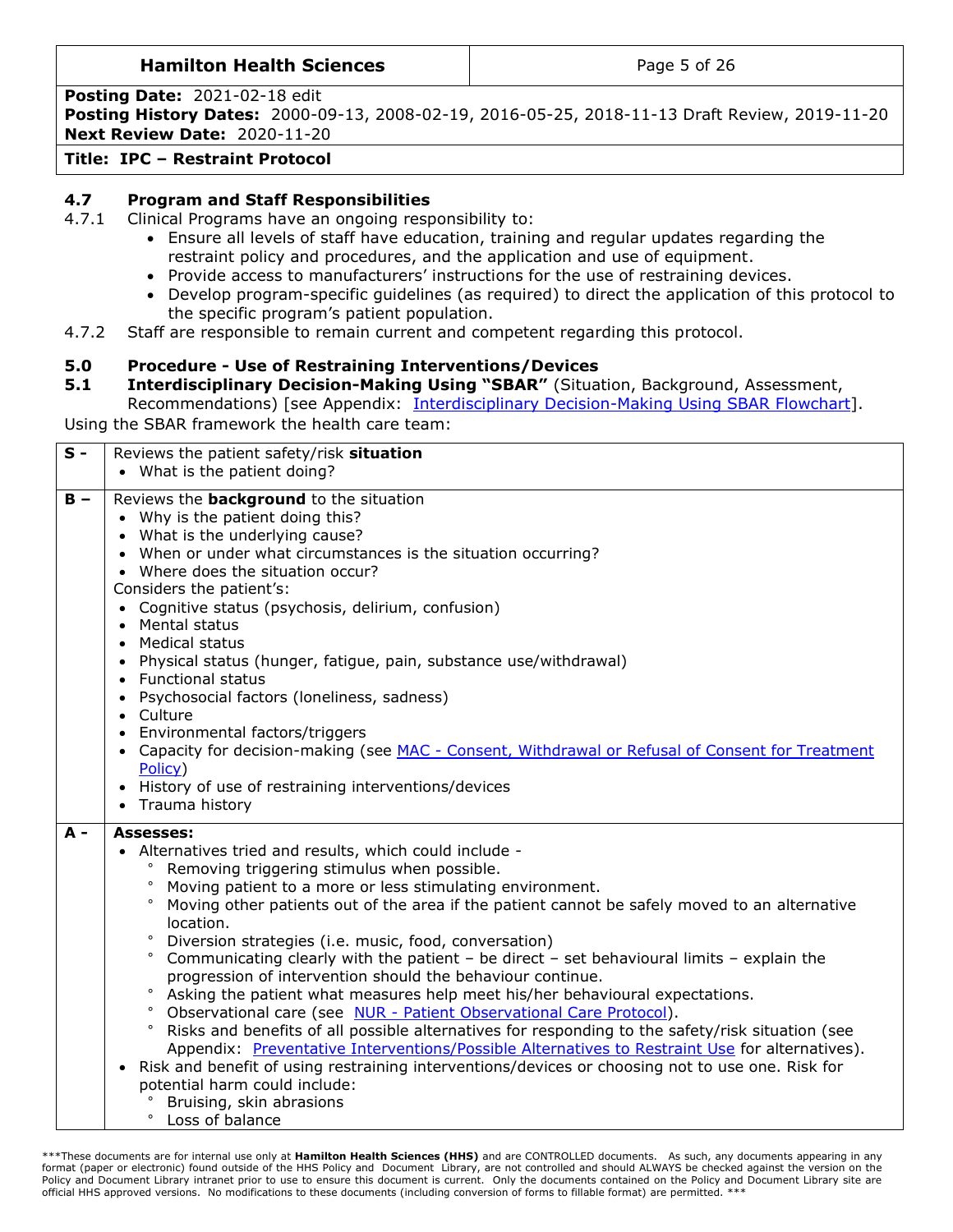### 4.7 Program and Staff Responsibilities

4.7.1 Clinical Programs have an ongoing responsibility to:

- Ensure all levels of staff have education, training and regular updates regarding the restraint policy and procedures, and the application and use of equipment.
- Provide access to manufacturers' instructions for the use of restraining devices.
- Develop program-specific guidelines (as required) to direct the application of this protocol to the specific program's patient population.

4.7.2 Staff are responsible to remain current and competent regarding this protocol.

## 5.0 Procedure - Use of Restraining Interventions/Devices

### 5.1 Interdisciplinary Decision-Making Using "SBAR" (Situation, Background, Assessment, Recommendations) [see Appendix: Interdisciplinary Decision-Making Using SBAR Flowchart].

Using the SBAR framework the health care team:

| | |
|---|---|
| **S -** | Reviews the patient safety/risk **situation**<br>• What is the patient doing? |
| **B –** | Reviews the **background** to the situation<br>• Why is the patient doing this?<br>• What is the underlying cause?<br>• When or under what circumstances is the situation occurring?<br>• Where does the situation occur?<br>Considers the patient's:<br>• Cognitive status (psychosis, delirium, confusion)<br>• Mental status<br>• Medical status<br>• Physical status (hunger, fatigue, pain, substance use/withdrawal)<br>• Functional status<br>• Psychosocial factors (loneliness, sadness)<br>• Culture<br>• Environmental factors/triggers<br>• Capacity for decision-making (see MAC - Consent, Withdrawal or Refusal of Consent for Treatment Policy)<br>• History of use of restraining interventions/devices<br>• Trauma history |
| **A -** | **Assesses:**<br>• Alternatives tried and results, which could include -<br>  ° Removing triggering stimulus when possible.<br>  ° Moving patient to a more or less stimulating environment.<br>  ° Moving other patients out of the area if the patient cannot be safely moved to an alternative location.<br>  ° Diversion strategies (i.e. music, food, conversation)<br>  ° Communicating clearly with the patient – be direct – set behavioural limits – explain the progression of intervention should the behaviour continue.<br>  ° Asking the patient what measures help meet his/her behavioural expectations.<br>  ° Observational care (see NUR - Patient Observational Care Protocol).<br>  ° Risks and benefits of all possible alternatives for responding to the safety/risk situation (see Appendix: Preventative Interventions/Possible Alternatives to Restraint Use for alternatives).<br>• Risk and benefit of using restraining interventions/devices or choosing not to use one. Risk for potential harm could include:<br>  ° Bruising, skin abrasions<br>  ° Loss of balance |

***These documents are for internal use only at **Hamilton Health Sciences (HHS)** and are CONTROLLED documents. As such, any documents appearing in any format (paper or electronic) found outside of the HHS Policy and Document Library, are not controlled and should ALWAYS be checked against the version on the Policy and Document Library intranet prior to use to ensure this document is current. Only the documents contained on the Policy and Document Library site are official HHS approved versions. No modifications to these documents (including conversion of forms to fillable format) are permitted. ***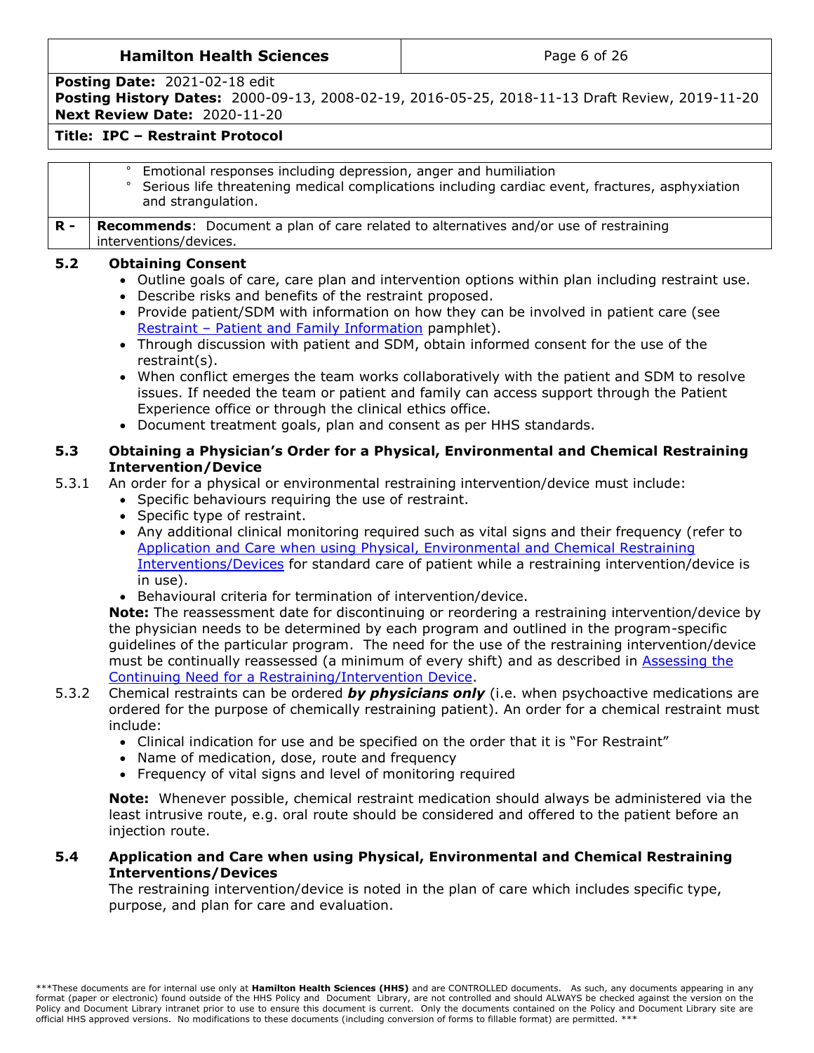| | |
|---|---|
| | ° Emotional responses including depression, anger and humiliation<br>° Serious life threatening medical complications including cardiac event, fractures, asphyxiation and strangulation. |
| **R -** | **Recommends**: Document a plan of care related to alternatives and/or use of restraining interventions/devices. |

### 5.2 Obtaining Consent

- Outline goals of care, care plan and intervention options within plan including restraint use.
- Describe risks and benefits of the restraint proposed.
- Provide patient/SDM with information on how they can be involved in patient care (see Restraint – Patient and Family Information pamphlet).
- Through discussion with patient and SDM, obtain informed consent for the use of the restraint(s).
- When conflict emerges the team works collaboratively with the patient and SDM to resolve issues. If needed the team or patient and family can access support through the Patient Experience office or through the clinical ethics office.
- Document treatment goals, plan and consent as per HHS standards.

### 5.3 Obtaining a Physician's Order for a Physical, Environmental and Chemical Restraining Intervention/Device

5.3.1 An order for a physical or environmental restraining intervention/device must include:

- Specific behaviours requiring the use of restraint.
- Specific type of restraint.
- Any additional clinical monitoring required such as vital signs and their frequency (refer to Application and Care when using Physical, Environmental and Chemical Restraining Interventions/Devices for standard care of patient while a restraining intervention/device is in use).
- Behavioural criteria for termination of intervention/device.

**Note:** The reassessment date for discontinuing or reordering a restraining intervention/device by the physician needs to be determined by each program and outlined in the program-specific guidelines of the particular program. The need for the use of the restraining intervention/device must be continually reassessed (a minimum of every shift) and as described in Assessing the Continuing Need for a Restraining/Intervention Device.

5.3.2 Chemical restraints can be ordered ***by physicians only*** (i.e. when psychoactive medications are ordered for the purpose of chemically restraining patient). An order for a chemical restraint must include:

- Clinical indication for use and be specified on the order that it is "For Restraint"
- Name of medication, dose, route and frequency
- Frequency of vital signs and level of monitoring required

**Note:** Whenever possible, chemical restraint medication should always be administered via the least intrusive route, e.g. oral route should be considered and offered to the patient before an injection route.

### 5.4 Application and Care when using Physical, Environmental and Chemical Restraining Interventions/Devices

The restraining intervention/device is noted in the plan of care which includes specific type, purpose, and plan for care and evaluation.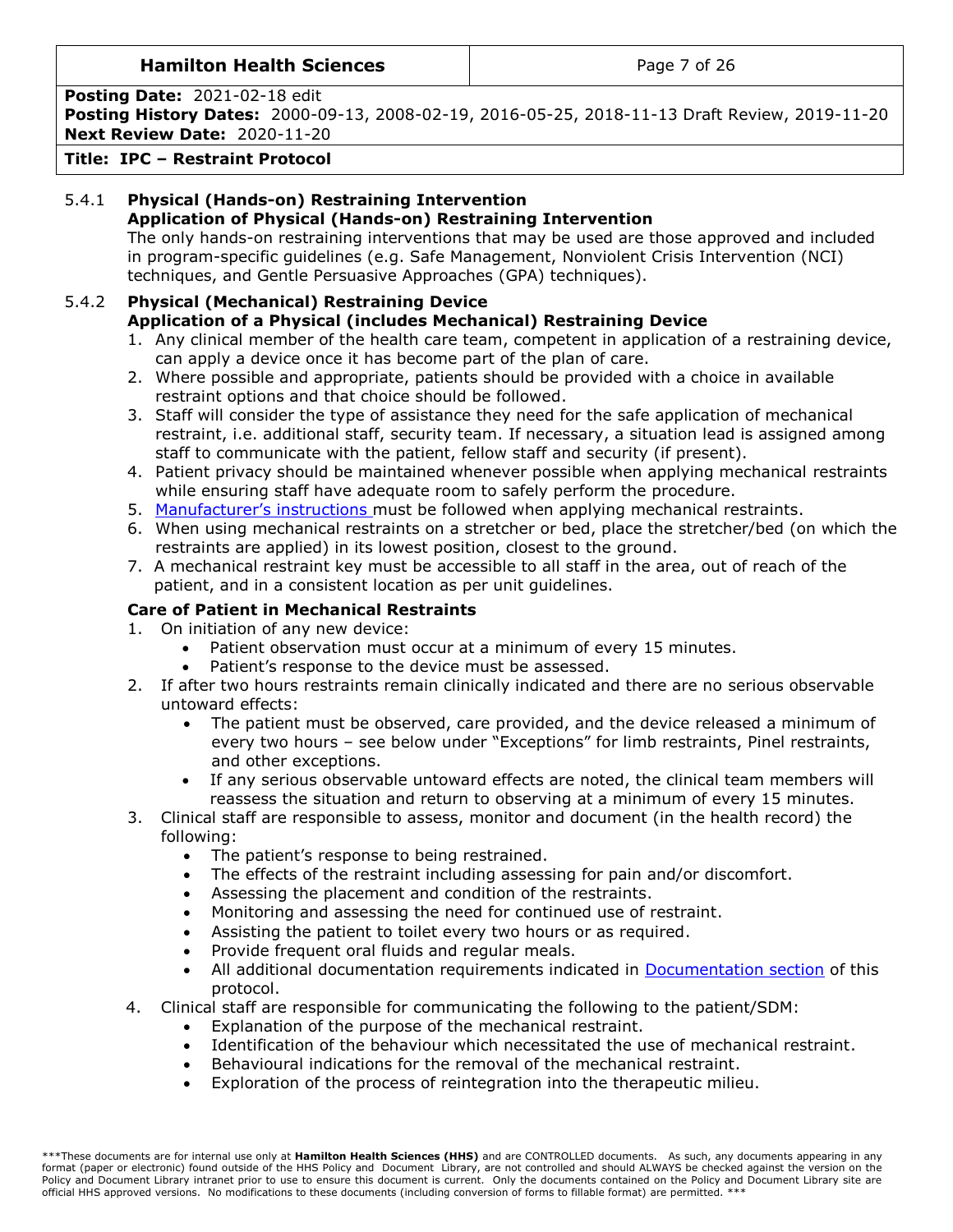### 5.4.1 Physical (Hands-on) Restraining Intervention

**Application of Physical (Hands-on) Restraining Intervention**

The only hands-on restraining interventions that may be used are those approved and included in program-specific guidelines (e.g. Safe Management, Nonviolent Crisis Intervention (NCI) techniques, and Gentle Persuasive Approaches (GPA) techniques).

### 5.4.2 Physical (Mechanical) Restraining Device

**Application of a Physical (includes Mechanical) Restraining Device**

1. Any clinical member of the health care team, competent in application of a restraining device, can apply a device once it has become part of the plan of care.
2. Where possible and appropriate, patients should be provided with a choice in available restraint options and that choice should be followed.
3. Staff will consider the type of assistance they need for the safe application of mechanical restraint, i.e. additional staff, security team. If necessary, a situation lead is assigned among staff to communicate with the patient, fellow staff and security (if present).
4. Patient privacy should be maintained whenever possible when applying mechanical restraints while ensuring staff have adequate room to safely perform the procedure.
5. Manufacturer's instructions must be followed when applying mechanical restraints.
6. When using mechanical restraints on a stretcher or bed, place the stretcher/bed (on which the restraints are applied) in its lowest position, closest to the ground.
7. A mechanical restraint key must be accessible to all staff in the area, out of reach of the patient, and in a consistent location as per unit guidelines.

**Care of Patient in Mechanical Restraints**

1. On initiation of any new device:
   - Patient observation must occur at a minimum of every 15 minutes.
   - Patient's response to the device must be assessed.
2. If after two hours restraints remain clinically indicated and there are no serious observable untoward effects:
   - The patient must be observed, care provided, and the device released a minimum of every two hours – see below under "Exceptions" for limb restraints, Pinel restraints, and other exceptions.
   - If any serious observable untoward effects are noted, the clinical team members will reassess the situation and return to observing at a minimum of every 15 minutes.
3. Clinical staff are responsible to assess, monitor and document (in the health record) the following:
   - The patient's response to being restrained.
   - The effects of the restraint including assessing for pain and/or discomfort.
   - Assessing the placement and condition of the restraints.
   - Monitoring and assessing the need for continued use of restraint.
   - Assisting the patient to toilet every two hours or as required.
   - Provide frequent oral fluids and regular meals.
   - All additional documentation requirements indicated in Documentation section of this protocol.
4. Clinical staff are responsible for communicating the following to the patient/SDM:
   - Explanation of the purpose of the mechanical restraint.
   - Identification of the behaviour which necessitated the use of mechanical restraint.
   - Behavioural indications for the removal of the mechanical restraint.
   - Exploration of the process of reintegration into the therapeutic milieu.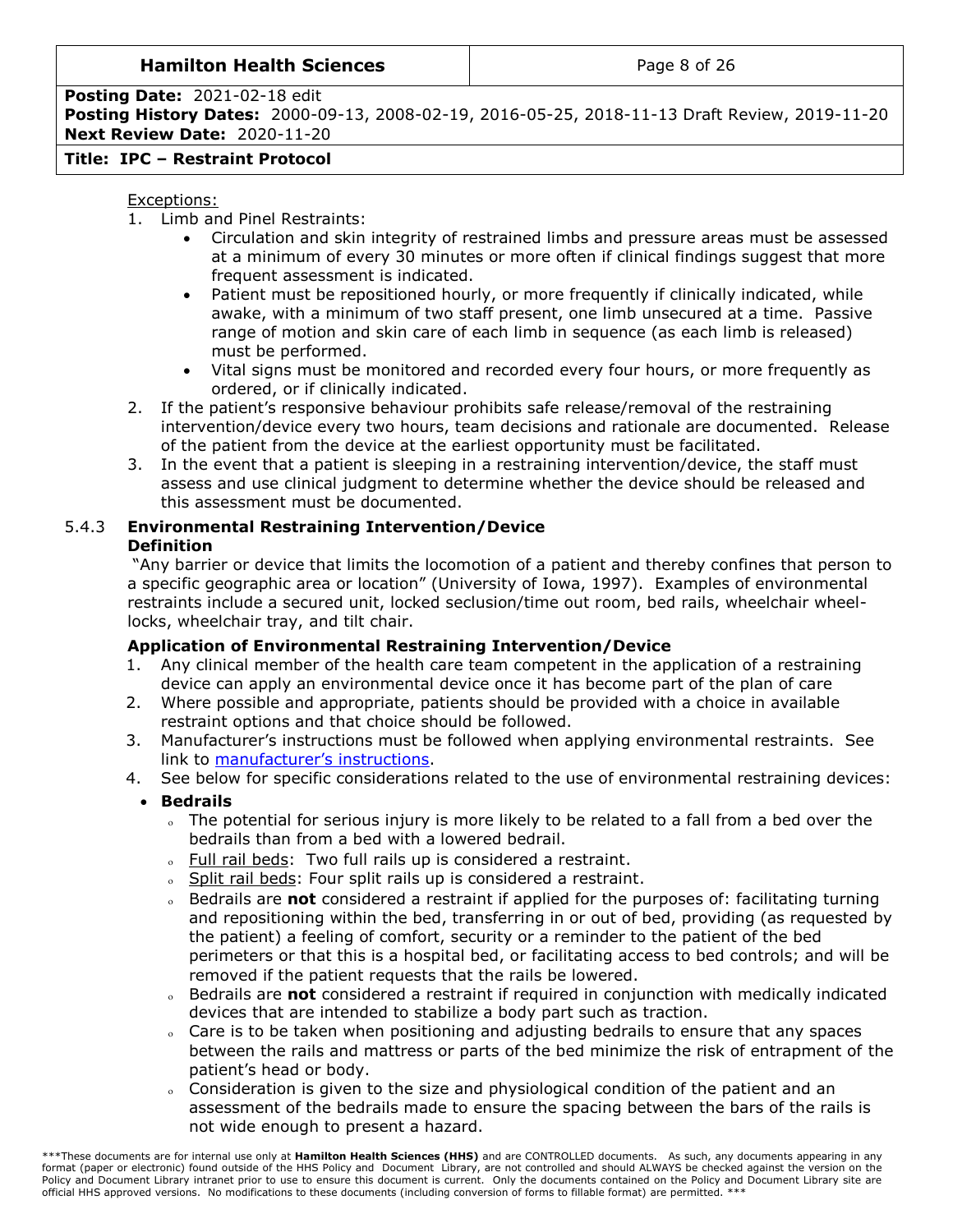Exceptions:

1. Limb and Pinel Restraints:
   - Circulation and skin integrity of restrained limbs and pressure areas must be assessed at a minimum of every 30 minutes or more often if clinical findings suggest that more frequent assessment is indicated.
   - Patient must be repositioned hourly, or more frequently if clinically indicated, while awake, with a minimum of two staff present, one limb unsecured at a time. Passive range of motion and skin care of each limb in sequence (as each limb is released) must be performed.
   - Vital signs must be monitored and recorded every four hours, or more frequently as ordered, or if clinically indicated.
2. If the patient's responsive behaviour prohibits safe release/removal of the restraining intervention/device every two hours, team decisions and rationale are documented. Release of the patient from the device at the earliest opportunity must be facilitated.
3. In the event that a patient is sleeping in a restraining intervention/device, the staff must assess and use clinical judgment to determine whether the device should be released and this assessment must be documented.

### 5.4.3 Environmental Restraining Intervention/Device

**Definition**

"Any barrier or device that limits the locomotion of a patient and thereby confines that person to a specific geographic area or location" (University of Iowa, 1997). Examples of environmental restraints include a secured unit, locked seclusion/time out room, bed rails, wheelchair wheel-locks, wheelchair tray, and tilt chair.

**Application of Environmental Restraining Intervention/Device**

1. Any clinical member of the health care team competent in the application of a restraining device can apply an environmental device once it has become part of the plan of care
2. Where possible and appropriate, patients should be provided with a choice in available restraint options and that choice should be followed.
3. Manufacturer's instructions must be followed when applying environmental restraints. See link to manufacturer's instructions.
4. See below for specific considerations related to the use of environmental restraining devices:

- **Bedrails**
  - The potential for serious injury is more likely to be related to a fall from a bed over the bedrails than from a bed with a lowered bedrail.
  - Full rail beds: Two full rails up is considered a restraint.
  - Split rail beds: Four split rails up is considered a restraint.
  - Bedrails are **not** considered a restraint if applied for the purposes of: facilitating turning and repositioning within the bed, transferring in or out of bed, providing (as requested by the patient) a feeling of comfort, security or a reminder to the patient of the bed perimeters or that this is a hospital bed, or facilitating access to bed controls; and will be removed if the patient requests that the rails be lowered.
  - Bedrails are **not** considered a restraint if required in conjunction with medically indicated devices that are intended to stabilize a body part such as traction.
  - Care is to be taken when positioning and adjusting bedrails to ensure that any spaces between the rails and mattress or parts of the bed minimize the risk of entrapment of the patient's head or body.
  - Consideration is given to the size and physiological condition of the patient and an assessment of the bedrails made to ensure the spacing between the bars of the rails is not wide enough to present a hazard.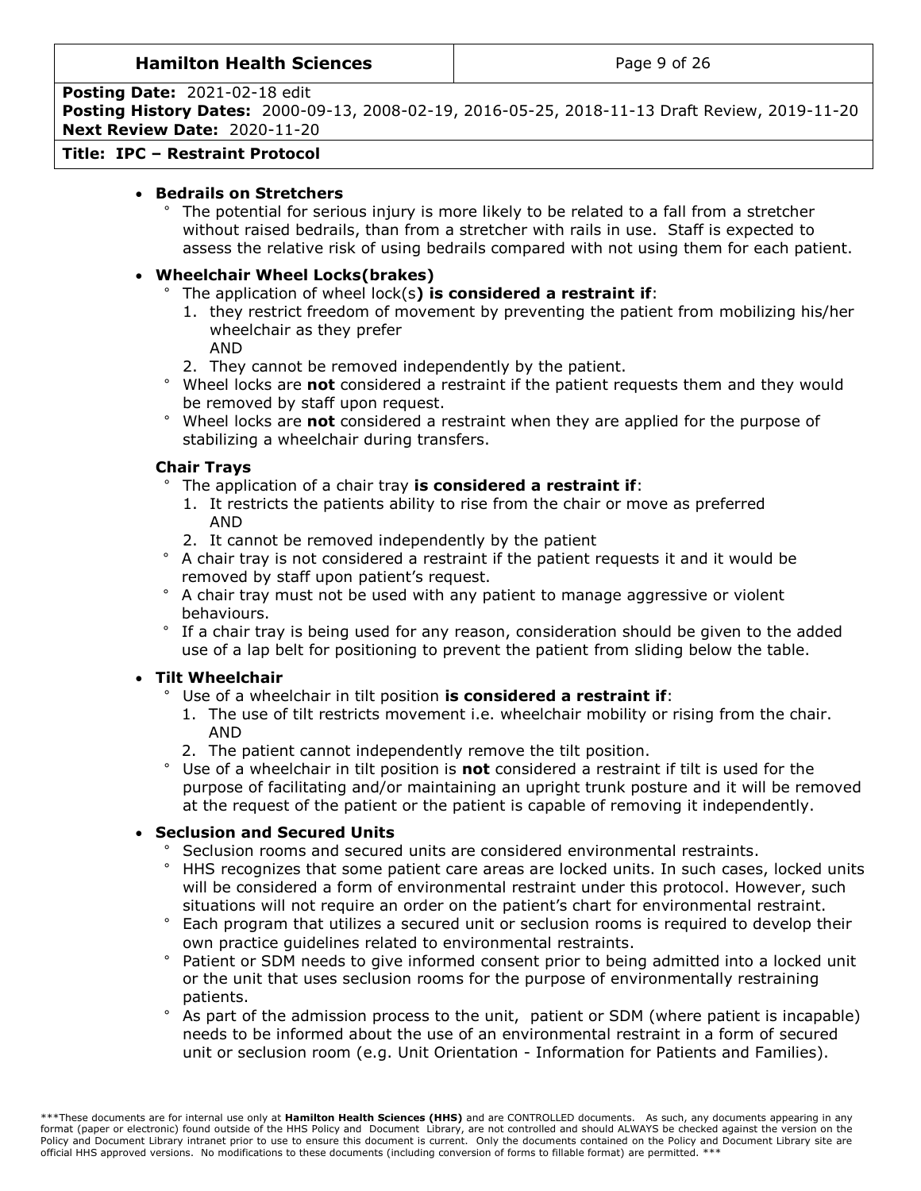- **Bedrails on Stretchers**
  - The potential for serious injury is more likely to be related to a fall from a stretcher without raised bedrails, than from a stretcher with rails in use. Staff is expected to assess the relative risk of using bedrails compared with not using them for each patient.

- **Wheelchair Wheel Locks(brakes)**
  - The application of wheel lock(s**) is considered a restraint if**:
    1. they restrict freedom of movement by preventing the patient from mobilizing his/her wheelchair as they prefer
       AND
    2. They cannot be removed independently by the patient.
  - Wheel locks are **not** considered a restraint if the patient requests them and they would be removed by staff upon request.
  - Wheel locks are **not** considered a restraint when they are applied for the purpose of stabilizing a wheelchair during transfers.

  **Chair Trays**
  - The application of a chair tray **is considered a restraint if**:
    1. It restricts the patients ability to rise from the chair or move as preferred
       AND
    2. It cannot be removed independently by the patient
  - A chair tray is not considered a restraint if the patient requests it and it would be removed by staff upon patient's request.
  - A chair tray must not be used with any patient to manage aggressive or violent behaviours.
  - If a chair tray is being used for any reason, consideration should be given to the added use of a lap belt for positioning to prevent the patient from sliding below the table.

- **Tilt Wheelchair**
  - Use of a wheelchair in tilt position **is considered a restraint if**:
    1. The use of tilt restricts movement i.e. wheelchair mobility or rising from the chair.
       AND
    2. The patient cannot independently remove the tilt position.
  - Use of a wheelchair in tilt position is **not** considered a restraint if tilt is used for the purpose of facilitating and/or maintaining an upright trunk posture and it will be removed at the request of the patient or the patient is capable of removing it independently.

- **Seclusion and Secured Units**
  - Seclusion rooms and secured units are considered environmental restraints.
  - HHS recognizes that some patient care areas are locked units. In such cases, locked units will be considered a form of environmental restraint under this protocol. However, such situations will not require an order on the patient's chart for environmental restraint.
  - Each program that utilizes a secured unit or seclusion rooms is required to develop their own practice guidelines related to environmental restraints.
  - Patient or SDM needs to give informed consent prior to being admitted into a locked unit or the unit that uses seclusion rooms for the purpose of environmentally restraining patients.
  - As part of the admission process to the unit, patient or SDM (where patient is incapable) needs to be informed about the use of an environmental restraint in a form of secured unit or seclusion room (e.g. Unit Orientation - Information for Patients and Families).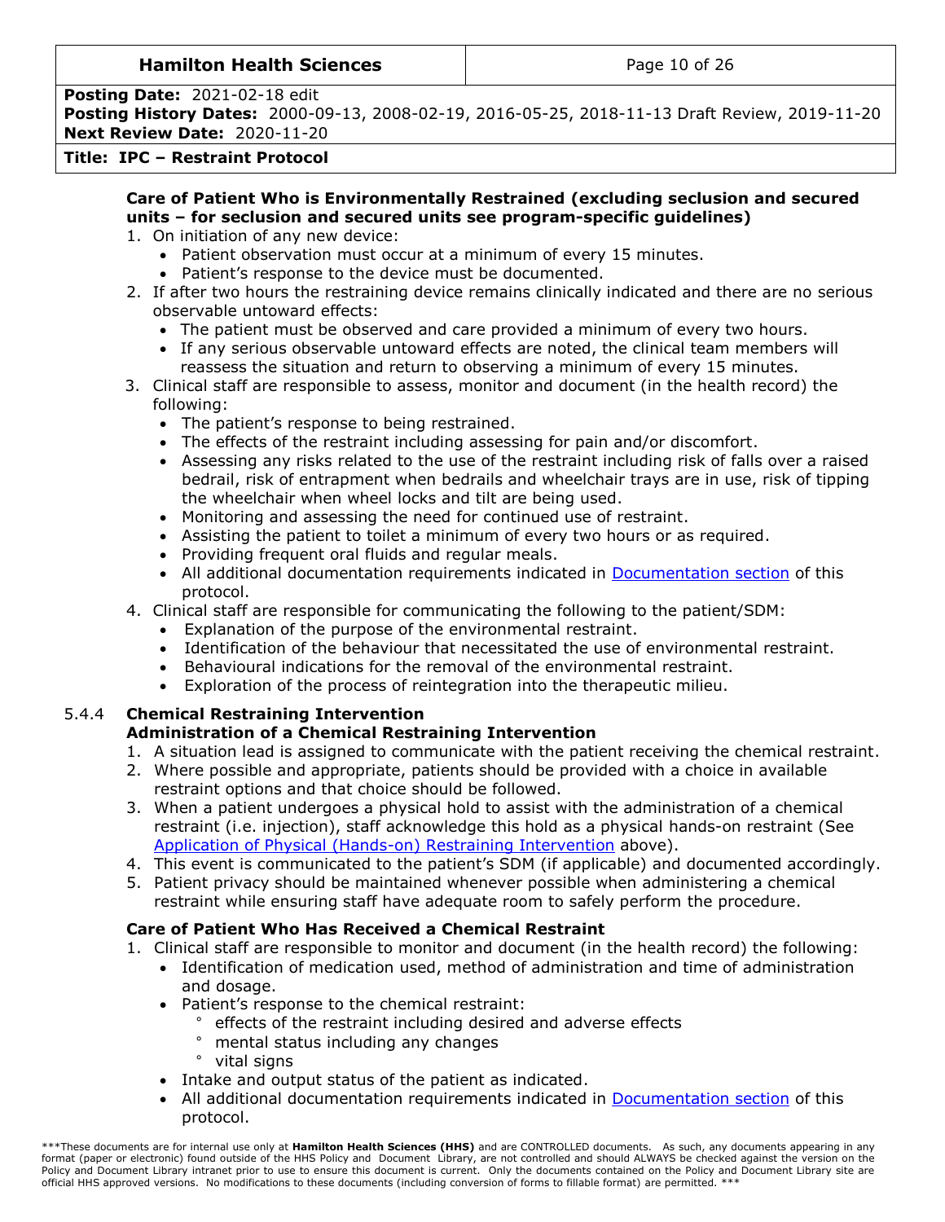**Care of Patient Who is Environmentally Restrained (excluding seclusion and secured units – for seclusion and secured units see program-specific guidelines)**

1. On initiation of any new device:
   - Patient observation must occur at a minimum of every 15 minutes.
   - Patient's response to the device must be documented.
2. If after two hours the restraining device remains clinically indicated and there are no serious observable untoward effects:
   - The patient must be observed and care provided a minimum of every two hours.
   - If any serious observable untoward effects are noted, the clinical team members will reassess the situation and return to observing a minimum of every 15 minutes.
3. Clinical staff are responsible to assess, monitor and document (in the health record) the following:
   - The patient's response to being restrained.
   - The effects of the restraint including assessing for pain and/or discomfort.
   - Assessing any risks related to the use of the restraint including risk of falls over a raised bedrail, risk of entrapment when bedrails and wheelchair trays are in use, risk of tipping the wheelchair when wheel locks and tilt are being used.
   - Monitoring and assessing the need for continued use of restraint.
   - Assisting the patient to toilet a minimum of every two hours or as required.
   - Providing frequent oral fluids and regular meals.
   - All additional documentation requirements indicated in Documentation section of this protocol.
4. Clinical staff are responsible for communicating the following to the patient/SDM:
   - Explanation of the purpose of the environmental restraint.
   - Identification of the behaviour that necessitated the use of environmental restraint.
   - Behavioural indications for the removal of the environmental restraint.
   - Exploration of the process of reintegration into the therapeutic milieu.

### 5.4.4 Chemical Restraining Intervention

**Administration of a Chemical Restraining Intervention**

1. A situation lead is assigned to communicate with the patient receiving the chemical restraint.
2. Where possible and appropriate, patients should be provided with a choice in available restraint options and that choice should be followed.
3. When a patient undergoes a physical hold to assist with the administration of a chemical restraint (i.e. injection), staff acknowledge this hold as a physical hands-on restraint (See Application of Physical (Hands-on) Restraining Intervention above).
4. This event is communicated to the patient's SDM (if applicable) and documented accordingly.
5. Patient privacy should be maintained whenever possible when administering a chemical restraint while ensuring staff have adequate room to safely perform the procedure.

**Care of Patient Who Has Received a Chemical Restraint**

1. Clinical staff are responsible to monitor and document (in the health record) the following:
   - Identification of medication used, method of administration and time of administration and dosage.
   - Patient's response to the chemical restraint:
     - effects of the restraint including desired and adverse effects
     - mental status including any changes
     - vital signs
   - Intake and output status of the patient as indicated.
   - All additional documentation requirements indicated in Documentation section of this protocol.

***These documents are for internal use only at **Hamilton Health Sciences (HHS)** and are CONTROLLED documents. As such, any documents appearing in any format (paper or electronic) found outside of the HHS Policy and Document Library, are not controlled and should ALWAYS be checked against the version on the Policy and Document Library intranet prior to use to ensure this document is current. Only the documents contained on the Policy and Document Library site are official HHS approved versions. No modifications to these documents (including conversion of forms to fillable format) are permitted. ***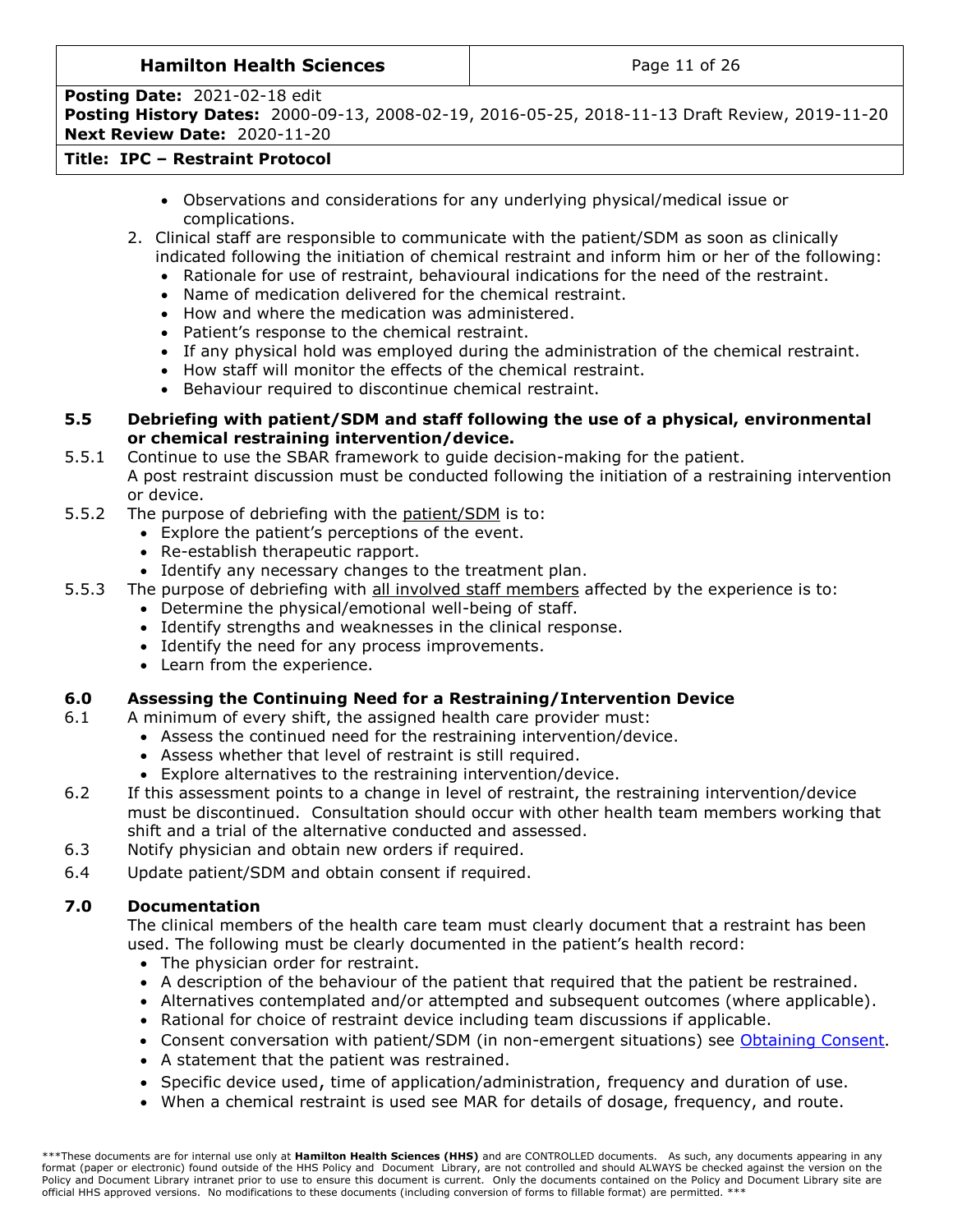- Observations and considerations for any underlying physical/medical issue or complications.

2. Clinical staff are responsible to communicate with the patient/SDM as soon as clinically indicated following the initiation of chemical restraint and inform him or her of the following:
   - Rationale for use of restraint, behavioural indications for the need of the restraint.
   - Name of medication delivered for the chemical restraint.
   - How and where the medication was administered.
   - Patient's response to the chemical restraint.
   - If any physical hold was employed during the administration of the chemical restraint.
   - How staff will monitor the effects of the chemical restraint.
   - Behaviour required to discontinue chemical restraint.

### 5.5 Debriefing with patient/SDM and staff following the use of a physical, environmental or chemical restraining intervention/device.

5.5.1 Continue to use the SBAR framework to guide decision-making for the patient. A post restraint discussion must be conducted following the initiation of a restraining intervention or device.

5.5.2 The purpose of debriefing with the patient/SDM is to:
- Explore the patient's perceptions of the event.
- Re-establish therapeutic rapport.
- Identify any necessary changes to the treatment plan.

5.5.3 The purpose of debriefing with all involved staff members affected by the experience is to:
- Determine the physical/emotional well-being of staff.
- Identify strengths and weaknesses in the clinical response.
- Identify the need for any process improvements.
- Learn from the experience.

## 6.0 Assessing the Continuing Need for a Restraining/Intervention Device

6.1 A minimum of every shift, the assigned health care provider must:
- Assess the continued need for the restraining intervention/device.
- Assess whether that level of restraint is still required.
- Explore alternatives to the restraining intervention/device.

6.2 If this assessment points to a change in level of restraint, the restraining intervention/device must be discontinued. Consultation should occur with other health team members working that shift and a trial of the alternative conducted and assessed.

6.3 Notify physician and obtain new orders if required.

6.4 Update patient/SDM and obtain consent if required.

## 7.0 Documentation

The clinical members of the health care team must clearly document that a restraint has been used. The following must be clearly documented in the patient's health record:
- The physician order for restraint.
- A description of the behaviour of the patient that required that the patient be restrained.
- Alternatives contemplated and/or attempted and subsequent outcomes (where applicable).
- Rational for choice of restraint device including team discussions if applicable.
- Consent conversation with patient/SDM (in non-emergent situations) see Obtaining Consent.
- A statement that the patient was restrained.
- Specific device used, time of application/administration, frequency and duration of use.
- When a chemical restraint is used see MAR for details of dosage, frequency, and route.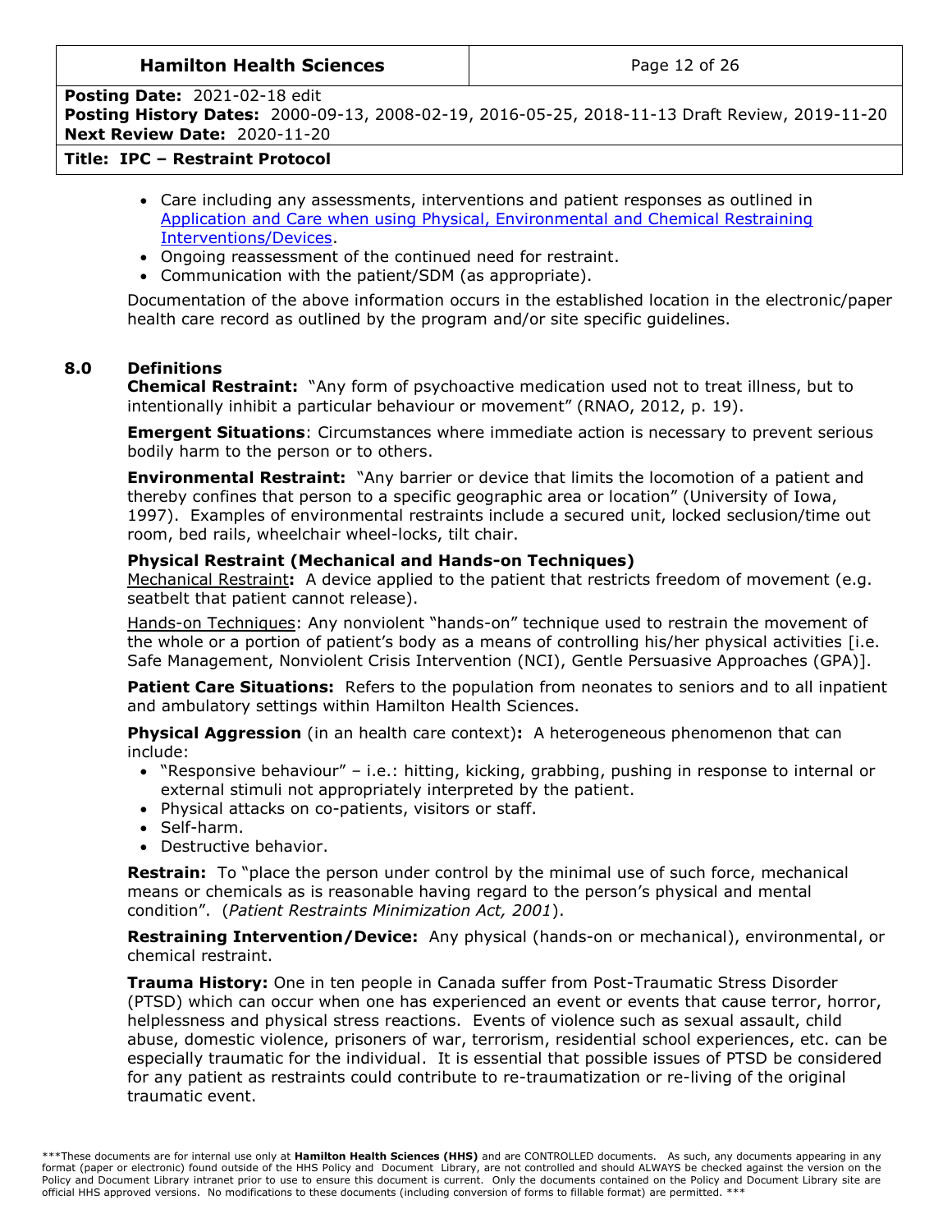- Care including any assessments, interventions and patient responses as outlined in Application and Care when using Physical, Environmental and Chemical Restraining Interventions/Devices.
- Ongoing reassessment of the continued need for restraint.
- Communication with the patient/SDM (as appropriate).

Documentation of the above information occurs in the established location in the electronic/paper health care record as outlined by the program and/or site specific guidelines.

## 8.0 Definitions

**Chemical Restraint:** "Any form of psychoactive medication used not to treat illness, but to intentionally inhibit a particular behaviour or movement" (RNAO, 2012, p. 19).

**Emergent Situations**: Circumstances where immediate action is necessary to prevent serious bodily harm to the person or to others.

**Environmental Restraint:** "Any barrier or device that limits the locomotion of a patient and thereby confines that person to a specific geographic area or location" (University of Iowa, 1997). Examples of environmental restraints include a secured unit, locked seclusion/time out room, bed rails, wheelchair wheel-locks, tilt chair.

**Physical Restraint (Mechanical and Hands-on Techniques)**

Mechanical Restraint**:** A device applied to the patient that restricts freedom of movement (e.g. seatbelt that patient cannot release).

Hands-on Techniques: Any nonviolent "hands-on" technique used to restrain the movement of the whole or a portion of patient's body as a means of controlling his/her physical activities [i.e. Safe Management, Nonviolent Crisis Intervention (NCI), Gentle Persuasive Approaches (GPA)].

**Patient Care Situations:** Refers to the population from neonates to seniors and to all inpatient and ambulatory settings within Hamilton Health Sciences.

**Physical Aggression** (in an health care context)**:** A heterogeneous phenomenon that can include:

- "Responsive behaviour" – i.e.: hitting, kicking, grabbing, pushing in response to internal or external stimuli not appropriately interpreted by the patient.
- Physical attacks on co-patients, visitors or staff.
- Self-harm.
- Destructive behavior.

**Restrain:** To "place the person under control by the minimal use of such force, mechanical means or chemicals as is reasonable having regard to the person's physical and mental condition". (*Patient Restraints Minimization Act, 2001*).

**Restraining Intervention/Device:** Any physical (hands-on or mechanical), environmental, or chemical restraint.

**Trauma History:** One in ten people in Canada suffer from Post-Traumatic Stress Disorder (PTSD) which can occur when one has experienced an event or events that cause terror, horror, helplessness and physical stress reactions. Events of violence such as sexual assault, child abuse, domestic violence, prisoners of war, terrorism, residential school experiences, etc. can be especially traumatic for the individual. It is essential that possible issues of PTSD be considered for any patient as restraints could contribute to re-traumatization or re-living of the original traumatic event.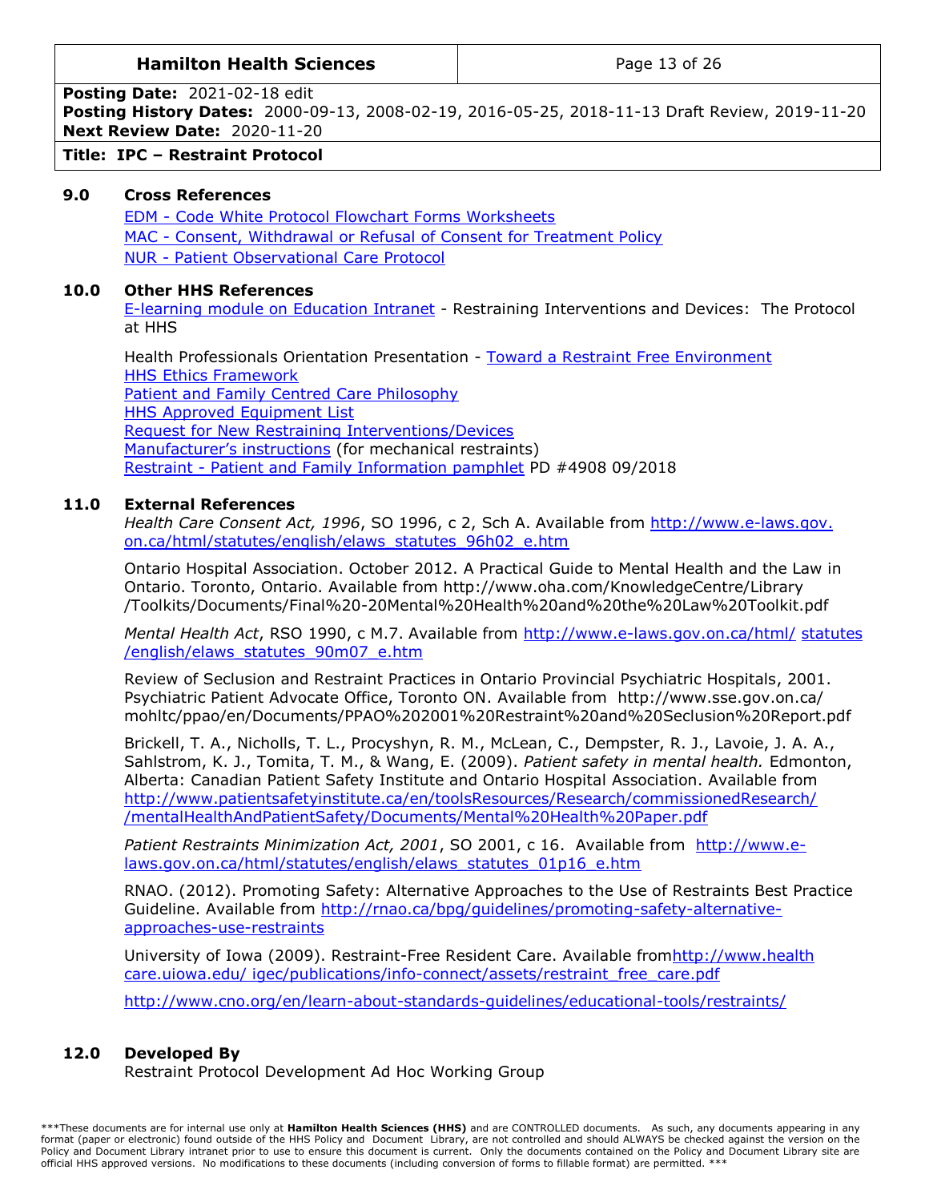## 9.0 Cross References

EDM - Code White Protocol Flowchart Forms Worksheets
MAC - Consent, Withdrawal or Refusal of Consent for Treatment Policy
NUR - Patient Observational Care Protocol

## 10.0 Other HHS References

E-learning module on Education Intranet - Restraining Interventions and Devices: The Protocol at HHS

Health Professionals Orientation Presentation - Toward a Restraint Free Environment
HHS Ethics Framework
Patient and Family Centred Care Philosophy
HHS Approved Equipment List
Request for New Restraining Interventions/Devices
Manufacturer's instructions (for mechanical restraints)
Restraint - Patient and Family Information pamphlet PD #4908 09/2018

## 11.0 External References

*Health Care Consent Act, 1996*, SO 1996, c 2, Sch A. Available from http://www.e-laws.gov.on.ca/html/statutes/english/elaws_statutes_96h02_e.htm

Ontario Hospital Association. October 2012. A Practical Guide to Mental Health and the Law in Ontario. Toronto, Ontario. Available from http://www.oha.com/KnowledgeCentre/Library/Toolkits/Documents/Final%20-20Mental%20Health%20and%20the%20Law%20Toolkit.pdf

*Mental Health Act*, RSO 1990, c M.7. Available from http://www.e-laws.gov.on.ca/html/statutes/english/elaws_statutes_90m07_e.htm

Review of Seclusion and Restraint Practices in Ontario Provincial Psychiatric Hospitals, 2001. Psychiatric Patient Advocate Office, Toronto ON. Available from http://www.sse.gov.on.ca/mohltc/ppao/en/Documents/PPAO%202001%20Restraint%20and%20Seclusion%20Report.pdf

Brickell, T. A., Nicholls, T. L., Procyshyn, R. M., McLean, C., Dempster, R. J., Lavoie, J. A. A., Sahlstrom, K. J., Tomita, T. M., & Wang, E. (2009). *Patient safety in mental health.* Edmonton, Alberta: Canadian Patient Safety Institute and Ontario Hospital Association. Available from http://www.patientsafetyinstitute.ca/en/toolsResources/Research/commissionedResearch//mentalHealthAndPatientSafety/Documents/Mental%20Health%20Paper.pdf

*Patient Restraints Minimization Act, 2001*, SO 2001, c 16. Available from http://www.e-laws.gov.on.ca/html/statutes/english/elaws_statutes_01p16_e.htm

RNAO. (2012). Promoting Safety: Alternative Approaches to the Use of Restraints Best Practice Guideline. Available from http://rnao.ca/bpg/guidelines/promoting-safety-alternative-approaches-use-restraints

University of Iowa (2009). Restraint-Free Resident Care. Available fromhttp://www.healthcare.uiowa.edu/ igec/publications/info-connect/assets/restraint_free_care.pdf

http://www.cno.org/en/learn-about-standards-guidelines/educational-tools/restraints/

## 12.0 Developed By

Restraint Protocol Development Ad Hoc Working Group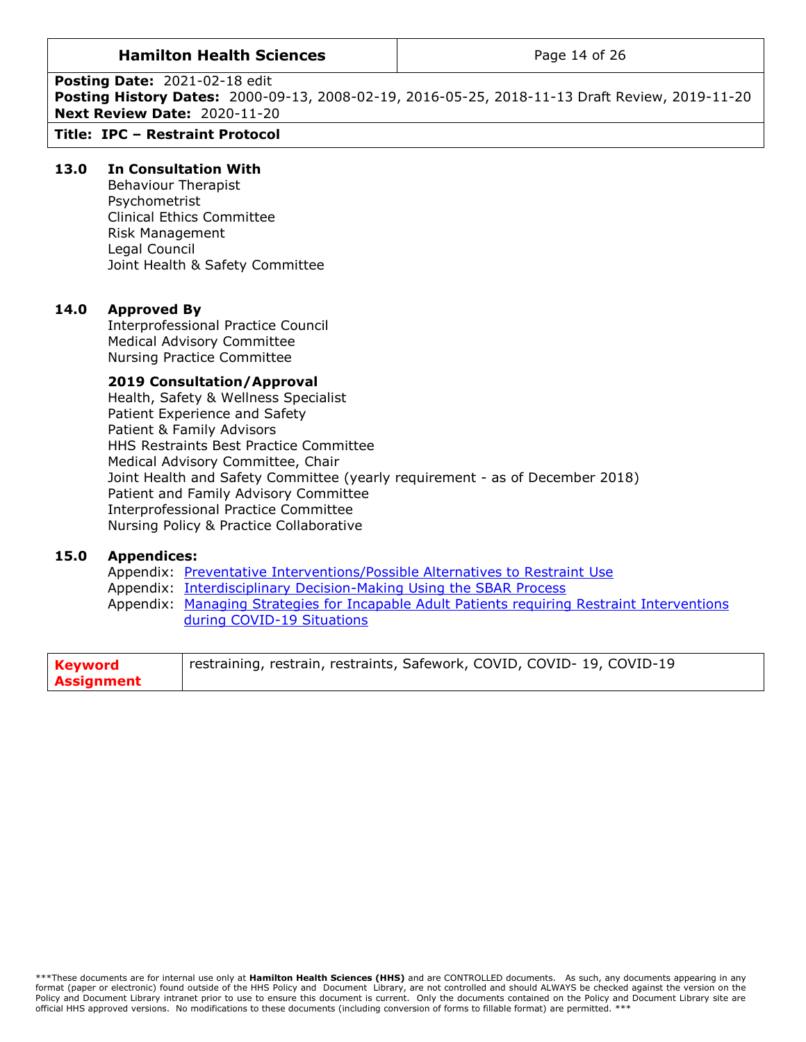**Posting Date:** 2021-02-18 edit
**Posting History Dates:** 2000-09-13, 2008-02-19, 2016-05-25, 2018-11-13 Draft Review, 2019-11-20
**Next Review Date:** 2020-11-20

**Title: IPC – Restraint Protocol**

## 13.0 In Consultation With

Behaviour Therapist
Psychometrist
Clinical Ethics Committee
Risk Management
Legal Council
Joint Health & Safety Committee

## 14.0 Approved By

Interprofessional Practice Council
Medical Advisory Committee
Nursing Practice Committee

**2019 Consultation/Approval**

Health, Safety & Wellness Specialist
Patient Experience and Safety
Patient & Family Advisors
HHS Restraints Best Practice Committee
Medical Advisory Committee, Chair
Joint Health and Safety Committee (yearly requirement - as of December 2018)
Patient and Family Advisory Committee
Interprofessional Practice Committee
Nursing Policy & Practice Collaborative

## 15.0 Appendices:

Appendix: Preventative Interventions/Possible Alternatives to Restraint Use
Appendix: Interdisciplinary Decision-Making Using the SBAR Process
Appendix: Managing Strategies for Incapable Adult Patients requiring Restraint Interventions during COVID-19 Situations

| Keyword Assignment | restraining, restrain, restraints, Safework, COVID, COVID- 19, COVID-19 |
|---|---|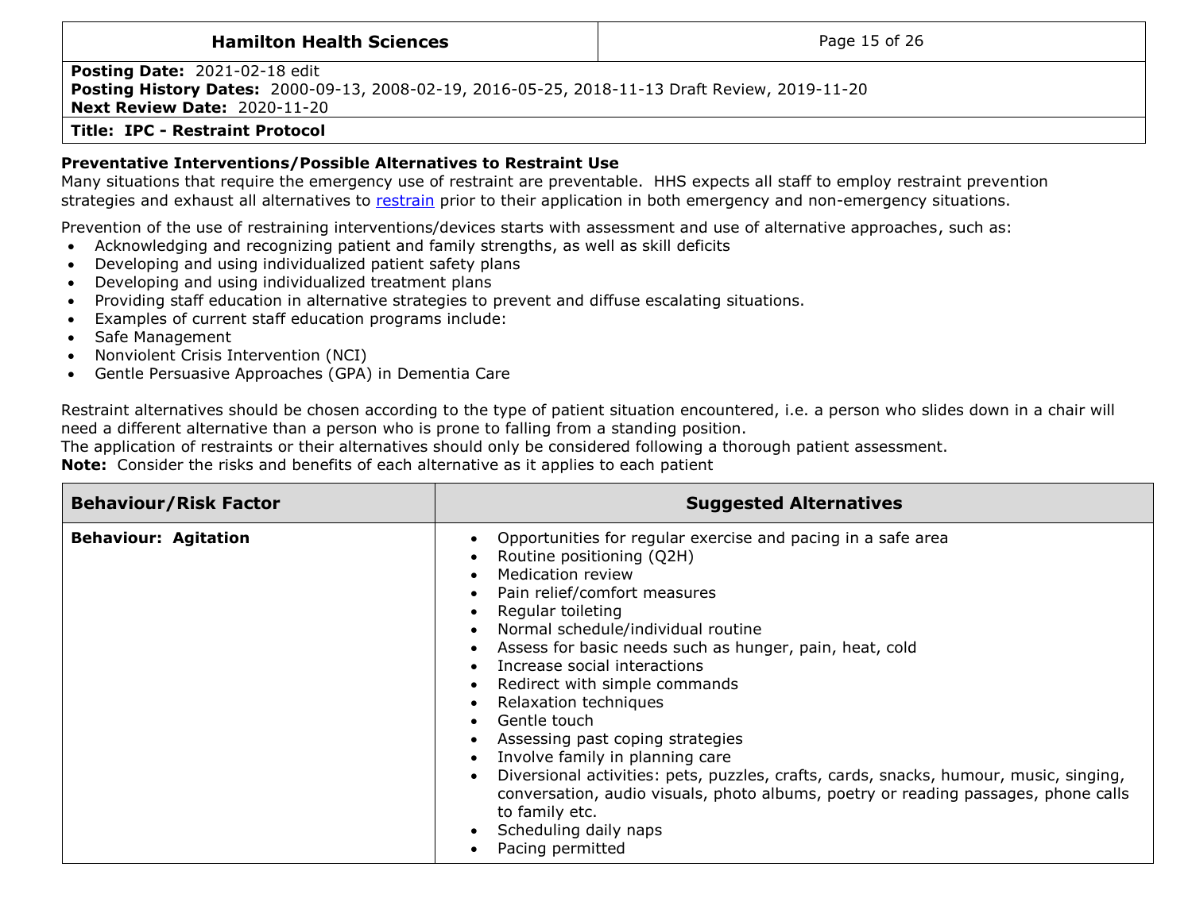**Preventative Interventions/Possible Alternatives to Restraint Use**

Many situations that require the emergency use of restraint are preventable. HHS expects all staff to employ restraint prevention strategies and exhaust all alternatives to restrain prior to their application in both emergency and non-emergency situations.

Prevention of the use of restraining interventions/devices starts with assessment and use of alternative approaches, such as:

- Acknowledging and recognizing patient and family strengths, as well as skill deficits
- Developing and using individualized patient safety plans
- Developing and using individualized treatment plans
- Providing staff education in alternative strategies to prevent and diffuse escalating situations.
- Examples of current staff education programs include:
- Safe Management
- Nonviolent Crisis Intervention (NCI)
- Gentle Persuasive Approaches (GPA) in Dementia Care

Restraint alternatives should be chosen according to the type of patient situation encountered, i.e. a person who slides down in a chair will need a different alternative than a person who is prone to falling from a standing position.
The application of restraints or their alternatives should only be considered following a thorough patient assessment.
**Note:** Consider the risks and benefits of each alternative as it applies to each patient

| Behaviour/Risk Factor | Suggested Alternatives |
|---|---|
| **Behaviour: Agitation** | • Opportunities for regular exercise and pacing in a safe area<br>• Routine positioning (Q2H)<br>• Medication review<br>• Pain relief/comfort measures<br>• Regular toileting<br>• Normal schedule/individual routine<br>• Assess for basic needs such as hunger, pain, heat, cold<br>• Increase social interactions<br>• Redirect with simple commands<br>• Relaxation techniques<br>• Gentle touch<br>• Assessing past coping strategies<br>• Involve family in planning care<br>• Diversional activities: pets, puzzles, crafts, cards, snacks, humour, music, singing, conversation, audio visuals, photo albums, poetry or reading passages, phone calls to family etc.<br>• Scheduling daily naps<br>• Pacing permitted |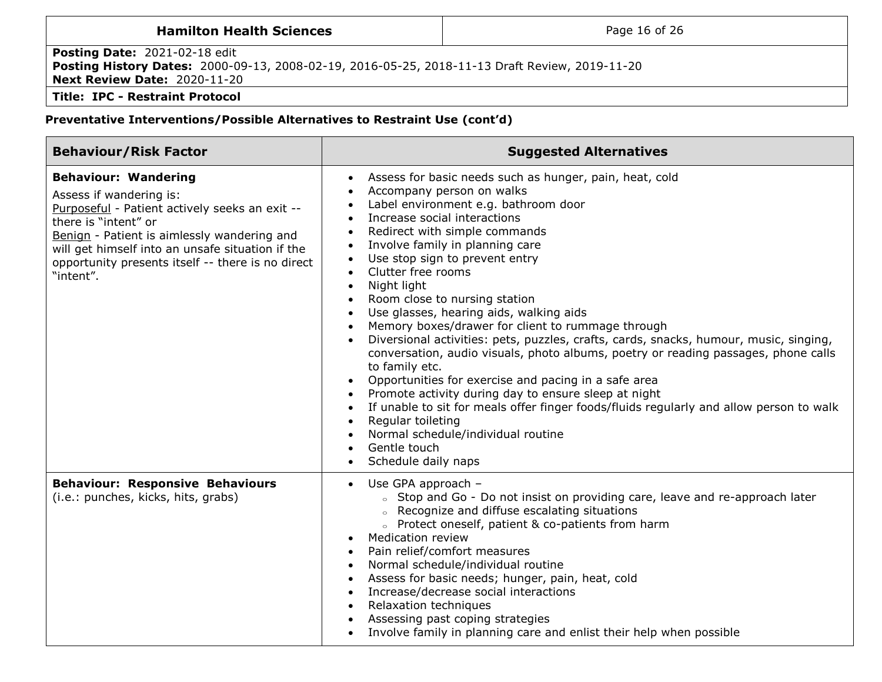**Preventative Interventions/Possible Alternatives to Restraint Use (cont'd)**

| Behaviour/Risk Factor | Suggested Alternatives |
| --- | --- |
| **Behaviour: Wandering**<br>Assess if wandering is:<br><u>Purposeful</u> - Patient actively seeks an exit -- there is "intent" or<br><u>Benign</u> - Patient is aimlessly wandering and will get himself into an unsafe situation if the opportunity presents itself -- there is no direct "intent". | • Assess for basic needs such as hunger, pain, heat, cold<br>• Accompany person on walks<br>• Label environment e.g. bathroom door<br>• Increase social interactions<br>• Redirect with simple commands<br>• Involve family in planning care<br>• Use stop sign to prevent entry<br>• Clutter free rooms<br>• Night light<br>• Room close to nursing station<br>• Use glasses, hearing aids, walking aids<br>• Memory boxes/drawer for client to rummage through<br>• Diversional activities: pets, puzzles, crafts, cards, snacks, humour, music, singing, conversation, audio visuals, photo albums, poetry or reading passages, phone calls to family etc.<br>• Opportunities for exercise and pacing in a safe area<br>• Promote activity during day to ensure sleep at night<br>• If unable to sit for meals offer finger foods/fluids regularly and allow person to walk<br>• Regular toileting<br>• Normal schedule/individual routine<br>• Gentle touch<br>• Schedule daily naps |
| **Behaviour: Responsive Behaviours**<br>(i.e.: punches, kicks, hits, grabs) | • Use GPA approach –<br>  ◦ Stop and Go - Do not insist on providing care, leave and re-approach later<br>  ◦ Recognize and diffuse escalating situations<br>  ◦ Protect oneself, patient & co-patients from harm<br>• Medication review<br>• Pain relief/comfort measures<br>• Normal schedule/individual routine<br>• Assess for basic needs; hunger, pain, heat, cold<br>• Increase/decrease social interactions<br>• Relaxation techniques<br>• Assessing past coping strategies<br>• Involve family in planning care and enlist their help when possible |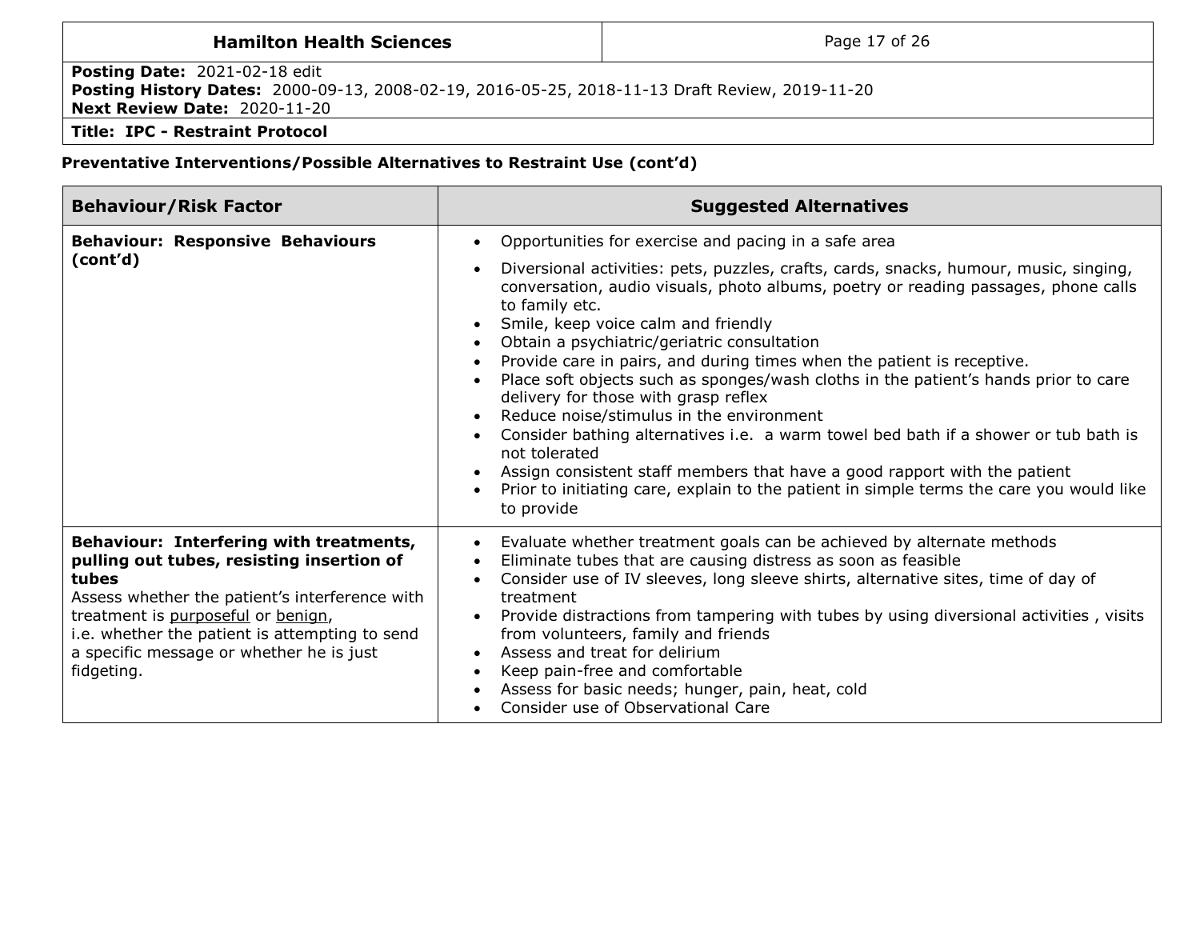**Preventative Interventions/Possible Alternatives to Restraint Use (cont'd)**

| Behaviour/Risk Factor | Suggested Alternatives |
|---|---|
| **Behaviour: Responsive Behaviours (cont'd)** | • Opportunities for exercise and pacing in a safe area<br>• Diversional activities: pets, puzzles, crafts, cards, snacks, humour, music, singing, conversation, audio visuals, photo albums, poetry or reading passages, phone calls to family etc.<br>• Smile, keep voice calm and friendly<br>• Obtain a psychiatric/geriatric consultation<br>• Provide care in pairs, and during times when the patient is receptive.<br>• Place soft objects such as sponges/wash cloths in the patient's hands prior to care delivery for those with grasp reflex<br>• Reduce noise/stimulus in the environment<br>• Consider bathing alternatives i.e. a warm towel bed bath if a shower or tub bath is not tolerated<br>• Assign consistent staff members that have a good rapport with the patient<br>• Prior to initiating care, explain to the patient in simple terms the care you would like to provide |
| **Behaviour: Interfering with treatments, pulling out tubes, resisting insertion of tubes**<br>Assess whether the patient's interference with treatment is <u>purposeful</u> or <u>benign</u>, i.e. whether the patient is attempting to send a specific message or whether he is just fidgeting. | • Evaluate whether treatment goals can be achieved by alternate methods<br>• Eliminate tubes that are causing distress as soon as feasible<br>• Consider use of IV sleeves, long sleeve shirts, alternative sites, time of day of treatment<br>• Provide distractions from tampering with tubes by using diversional activities , visits from volunteers, family and friends<br>• Assess and treat for delirium<br>• Keep pain-free and comfortable<br>• Assess for basic needs; hunger, pain, heat, cold<br>• Consider use of Observational Care |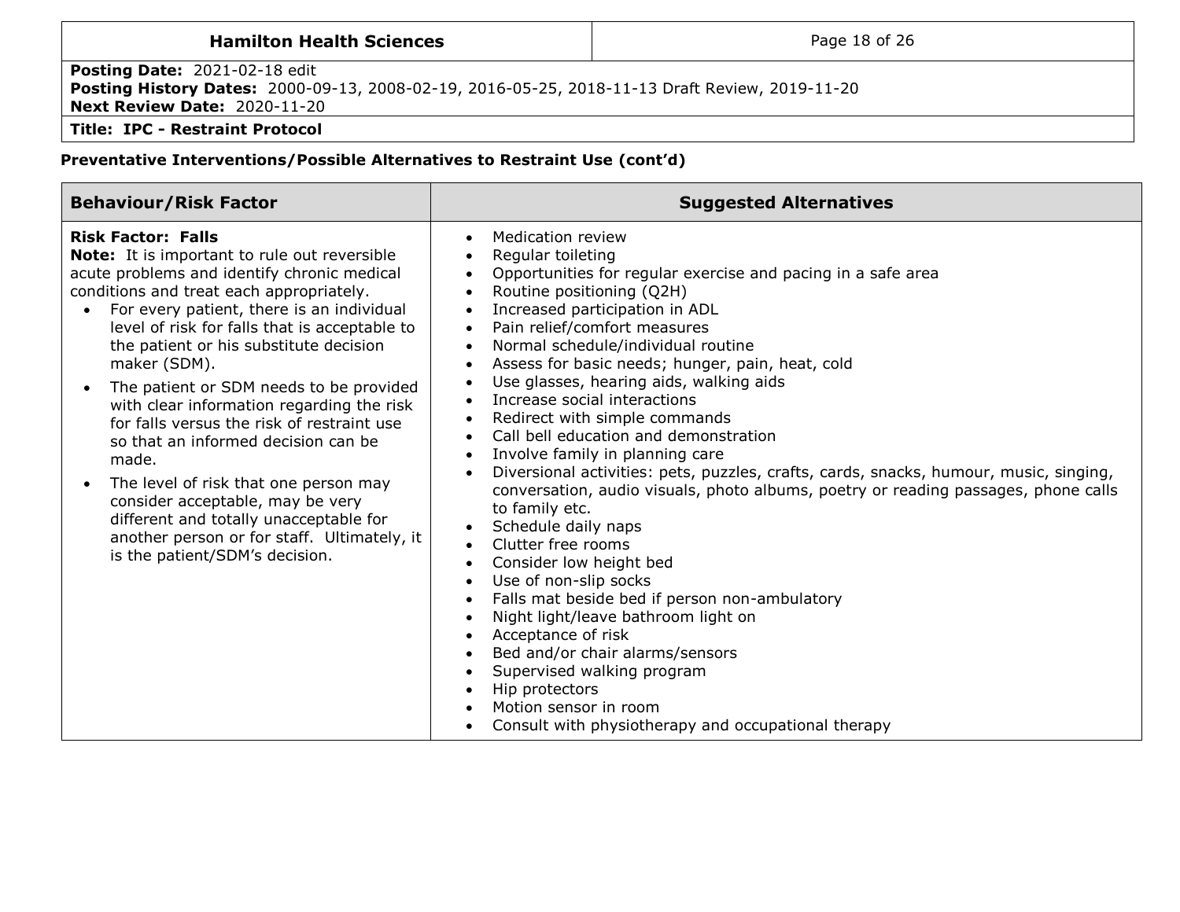**Preventative Interventions/Possible Alternatives to Restraint Use (cont'd)**

| Behaviour/Risk Factor | Suggested Alternatives |
|---|---|
| **Risk Factor: Falls**<br>**Note:** It is important to rule out reversible acute problems and identify chronic medical conditions and treat each appropriately.<br>• For every patient, there is an individual level of risk for falls that is acceptable to the patient or his substitute decision maker (SDM).<br>• The patient or SDM needs to be provided with clear information regarding the risk for falls versus the risk of restraint use so that an informed decision can be made.<br>• The level of risk that one person may consider acceptable, may be very different and totally unacceptable for another person or for staff. Ultimately, it is the patient/SDM's decision. | • Medication review<br>• Regular toileting<br>• Opportunities for regular exercise and pacing in a safe area<br>• Routine positioning (Q2H)<br>• Increased participation in ADL<br>• Pain relief/comfort measures<br>• Normal schedule/individual routine<br>• Assess for basic needs; hunger, pain, heat, cold<br>• Use glasses, hearing aids, walking aids<br>• Increase social interactions<br>• Redirect with simple commands<br>• Call bell education and demonstration<br>• Involve family in planning care<br>• Diversional activities: pets, puzzles, crafts, cards, snacks, humour, music, singing, conversation, audio visuals, photo albums, poetry or reading passages, phone calls to family etc.<br>• Schedule daily naps<br>• Clutter free rooms<br>• Consider low height bed<br>• Use of non-slip socks<br>• Falls mat beside bed if person non-ambulatory<br>• Night light/leave bathroom light on<br>• Acceptance of risk<br>• Bed and/or chair alarms/sensors<br>• Supervised walking program<br>• Hip protectors<br>• Motion sensor in room<br>• Consult with physiotherapy and occupational therapy |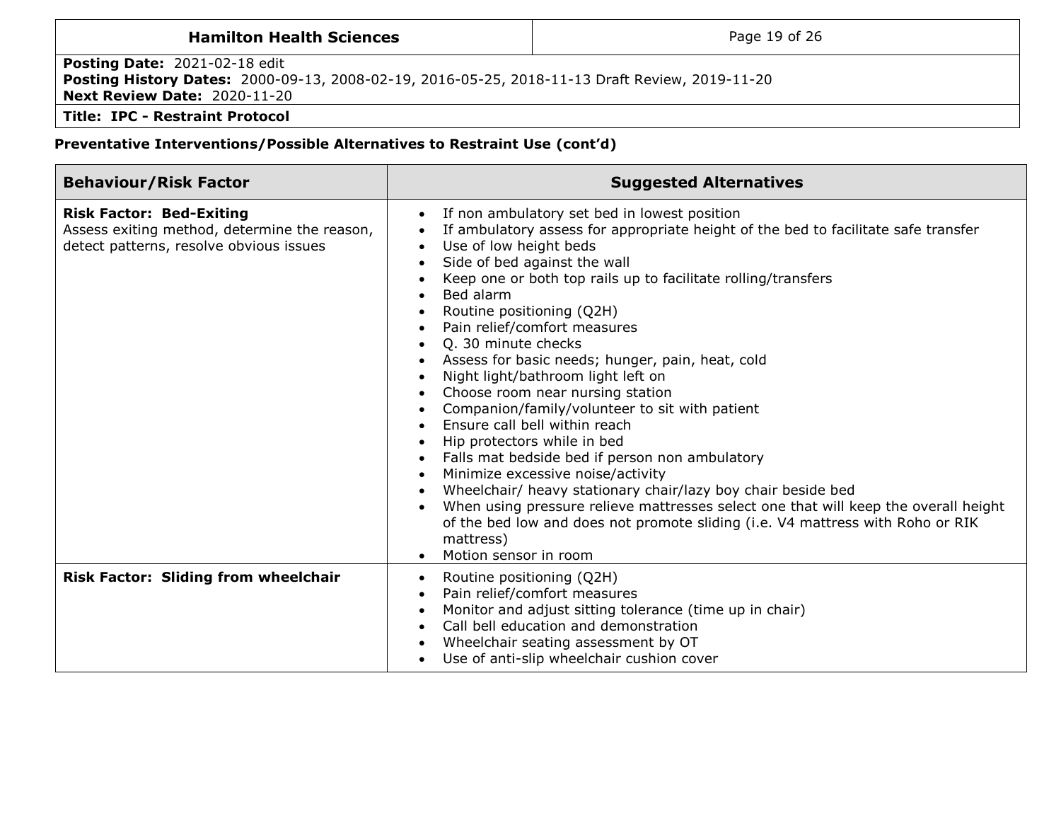**Preventative Interventions/Possible Alternatives to Restraint Use (cont'd)**

| Behaviour/Risk Factor | Suggested Alternatives |
|---|---|
| **Risk Factor: Bed-Exiting**<br>Assess exiting method, determine the reason, detect patterns, resolve obvious issues | • If non ambulatory set bed in lowest position<br>• If ambulatory assess for appropriate height of the bed to facilitate safe transfer<br>• Use of low height beds<br>• Side of bed against the wall<br>• Keep one or both top rails up to facilitate rolling/transfers<br>• Bed alarm<br>• Routine positioning (Q2H)<br>• Pain relief/comfort measures<br>• Q. 30 minute checks<br>• Assess for basic needs; hunger, pain, heat, cold<br>• Night light/bathroom light left on<br>• Choose room near nursing station<br>• Companion/family/volunteer to sit with patient<br>• Ensure call bell within reach<br>• Hip protectors while in bed<br>• Falls mat bedside bed if person non ambulatory<br>• Minimize excessive noise/activity<br>• Wheelchair/ heavy stationary chair/lazy boy chair beside bed<br>• When using pressure relieve mattresses select one that will keep the overall height of the bed low and does not promote sliding (i.e. V4 mattress with Roho or RIK mattress)<br>• Motion sensor in room |
| **Risk Factor: Sliding from wheelchair** | • Routine positioning (Q2H)<br>• Pain relief/comfort measures<br>• Monitor and adjust sitting tolerance (time up in chair)<br>• Call bell education and demonstration<br>• Wheelchair seating assessment by OT<br>• Use of anti-slip wheelchair cushion cover |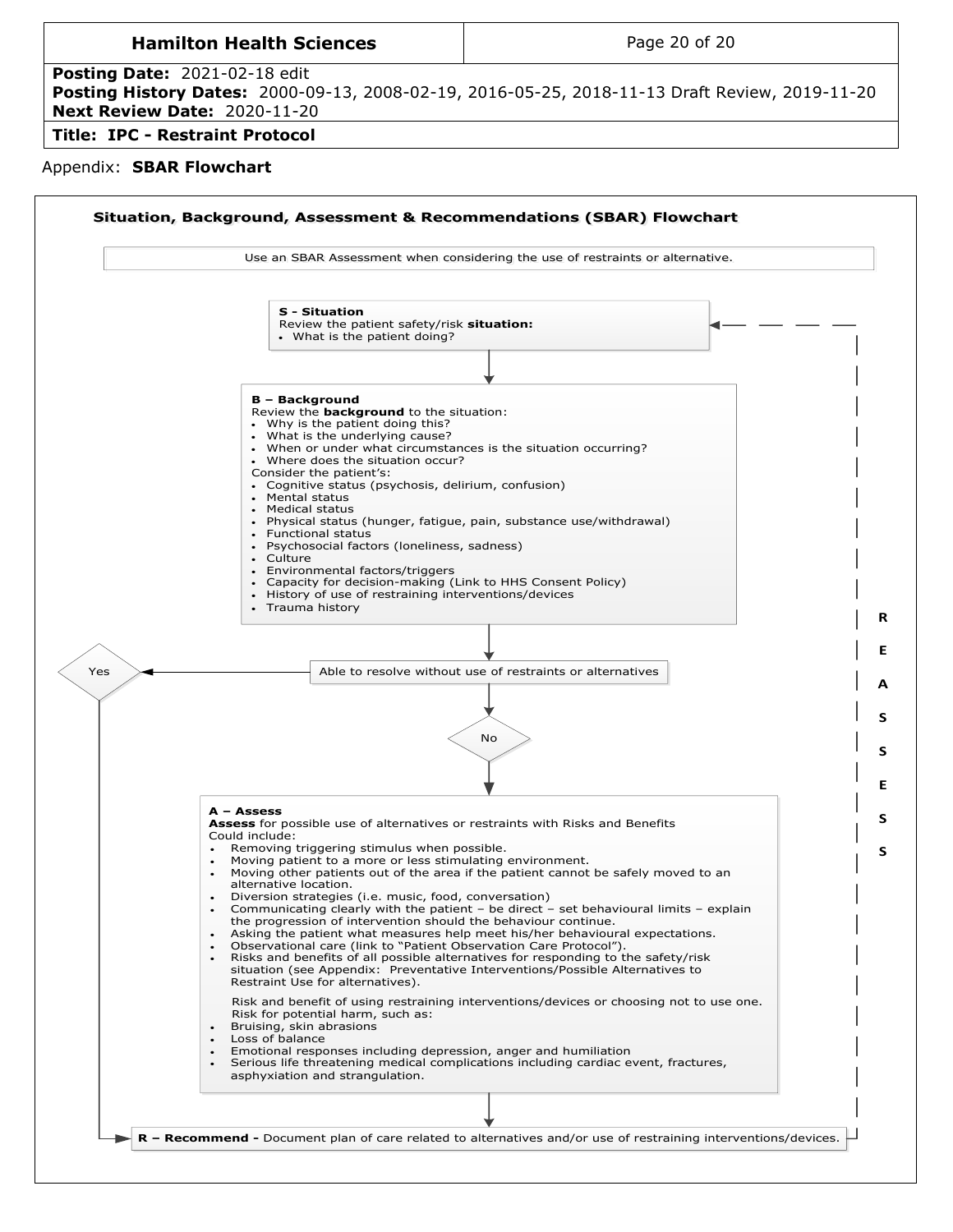Appendix: **SBAR Flowchart**

## Situation, Background, Assessment & Recommendations (SBAR) Flowchart

Use an SBAR Assessment when considering the use of restraints or alternative.

**S - Situation**
Review the patient safety/risk **situation:**
- What is the patient doing?

**B – Background**
Review the **background** to the situation:
- Why is the patient doing this?
- What is the underlying cause?
- When or under what circumstances is the situation occurring?
- Where does the situation occur?

Consider the patient's:
- Cognitive status (psychosis, delirium, confusion)
- Mental status
- Medical status
- Physical status (hunger, fatigue, pain, substance use/withdrawal)
- Functional status
- Psychosocial factors (loneliness, sadness)
- Culture
- Environmental factors/triggers
- Capacity for decision-making (Link to HHS Consent Policy)
- History of use of restraining interventions/devices
- Trauma history

Able to resolve without use of restraints or alternatives

- Yes → R – Recommend
- No → A – Assess

**A – Assess**
**Assess** for possible use of alternatives or restraints with Risks and Benefits
Could include:
- Removing triggering stimulus when possible.
- Moving patient to a more or less stimulating environment.
- Moving other patients out of the area if the patient cannot be safely moved to an alternative location.
- Diversion strategies (i.e. music, food, conversation)
- Communicating clearly with the patient – be direct – set behavioural limits – explain the progression of intervention should the behaviour continue.
- Asking the patient what measures help meet his/her behavioural expectations.
- Observational care (link to "Patient Observation Care Protocol").
- Risks and benefits of all possible alternatives for responding to the safety/risk situation (see Appendix: Preventative Interventions/Possible Alternatives to Restraint Use for alternatives).

Risk and benefit of using restraining interventions/devices or choosing not to use one.
Risk for potential harm, such as:
- Bruising, skin abrasions
- Loss of balance
- Emotional responses including depression, anger and humiliation
- Serious life threatening medical complications including cardiac event, fractures, asphyxiation and strangulation.

**R – Recommend -** Document plan of care related to alternatives and/or use of restraining interventions/devices.

REASSESS (return to S - Situation)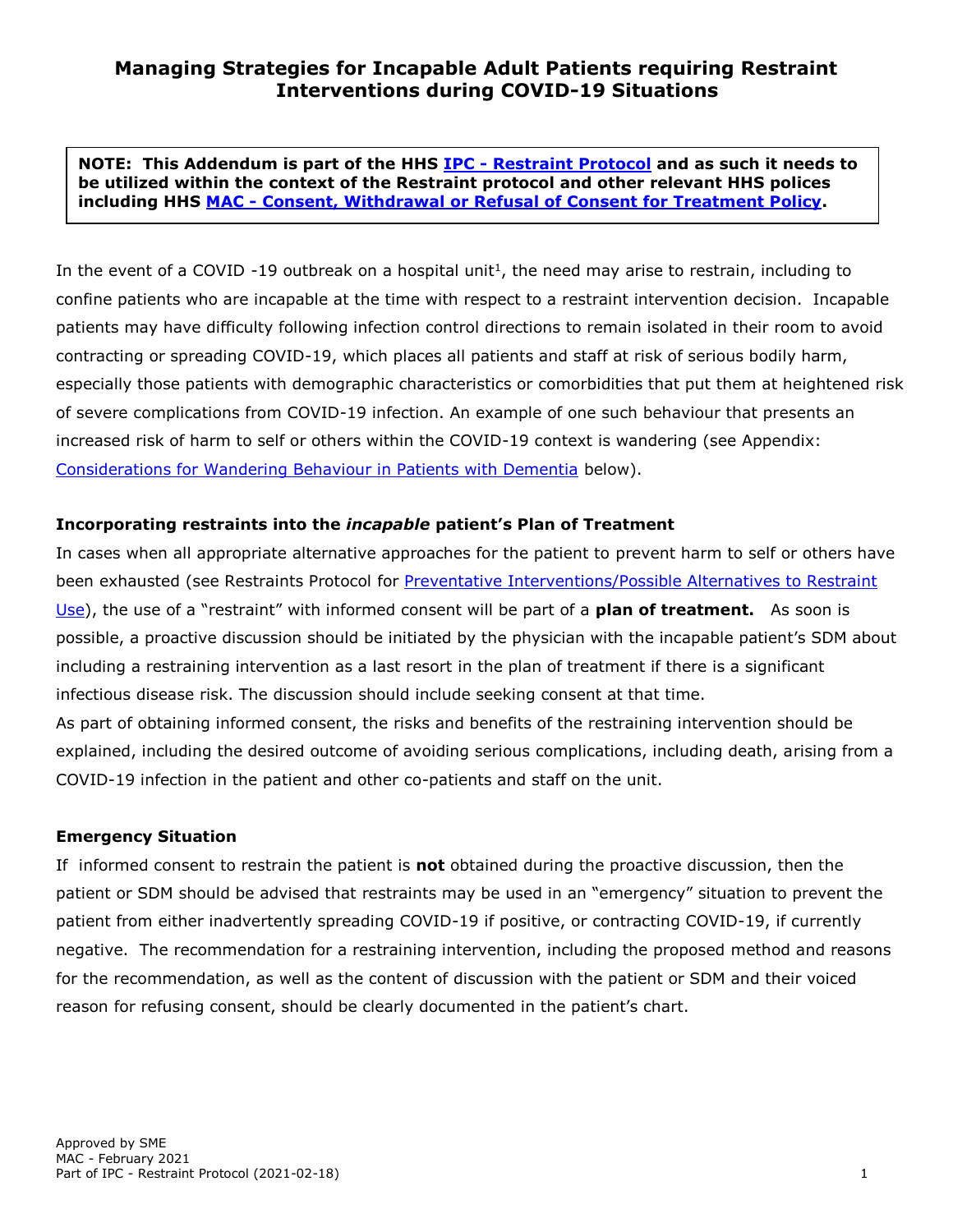# Managing Strategies for Incapable Adult Patients requiring Restraint Interventions during COVID-19 Situations

> **NOTE: This Addendum is part of the HHS IPC - Restraint Protocol and as such it needs to be utilized within the context of the Restraint protocol and other relevant HHS polices including HHS MAC - Consent, Withdrawal or Refusal of Consent for Treatment Policy.**

In the event of a COVID -19 outbreak on a hospital unit[1], the need may arise to restrain, including to confine patients who are incapable at the time with respect to a restraint intervention decision. Incapable patients may have difficulty following infection control directions to remain isolated in their room to avoid contracting or spreading COVID-19, which places all patients and staff at risk of serious bodily harm, especially those patients with demographic characteristics or comorbidities that put them at heightened risk of severe complications from COVID-19 infection. An example of one such behaviour that presents an increased risk of harm to self or others within the COVID-19 context is wandering (see Appendix: Considerations for Wandering Behaviour in Patients with Dementia below).

### Incorporating restraints into the *incapable* patient's Plan of Treatment

In cases when all appropriate alternative approaches for the patient to prevent harm to self or others have been exhausted (see Restraints Protocol for Preventative Interventions/Possible Alternatives to Restraint Use), the use of a "restraint" with informed consent will be part of a **plan of treatment.** As soon is possible, a proactive discussion should be initiated by the physician with the incapable patient's SDM about including a restraining intervention as a last resort in the plan of treatment if there is a significant infectious disease risk. The discussion should include seeking consent at that time.

As part of obtaining informed consent, the risks and benefits of the restraining intervention should be explained, including the desired outcome of avoiding serious complications, including death, arising from a COVID-19 infection in the patient and other co-patients and staff on the unit.

### Emergency Situation

If informed consent to restrain the patient is **not** obtained during the proactive discussion, then the patient or SDM should be advised that restraints may be used in an "emergency" situation to prevent the patient from either inadvertently spreading COVID-19 if positive, or contracting COVID-19, if currently negative. The recommendation for a restraining intervention, including the proposed method and reasons for the recommendation, as well as the content of discussion with the patient or SDM and their voiced reason for refusing consent, should be clearly documented in the patient's chart.

Approved by SME
MAC - February 2021
Part of IPC - Restraint Protocol (2021-02-18)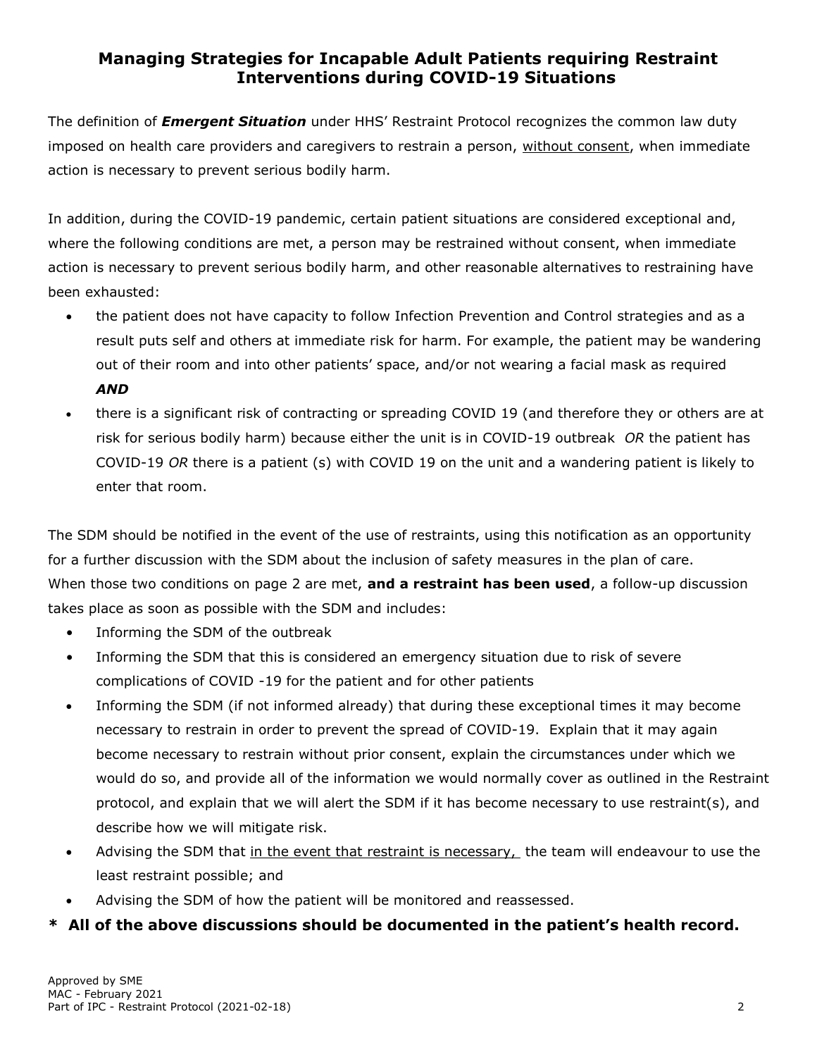## Managing Strategies for Incapable Adult Patients requiring Restraint Interventions during COVID-19 Situations

The definition of ***Emergent Situation*** under HHS' Restraint Protocol recognizes the common law duty imposed on health care providers and caregivers to restrain a person, without consent, when immediate action is necessary to prevent serious bodily harm.

In addition, during the COVID-19 pandemic, certain patient situations are considered exceptional and, where the following conditions are met, a person may be restrained without consent, when immediate action is necessary to prevent serious bodily harm, and other reasonable alternatives to restraining have been exhausted:

- the patient does not have capacity to follow Infection Prevention and Control strategies and as a result puts self and others at immediate risk for harm. For example, the patient may be wandering out of their room and into other patients' space, and/or not wearing a facial mask as required ***AND***
- there is a significant risk of contracting or spreading COVID 19 (and therefore they or others are at risk for serious bodily harm) because either the unit is in COVID-19 outbreak *OR* the patient has COVID-19 *OR* there is a patient (s) with COVID 19 on the unit and a wandering patient is likely to enter that room.

The SDM should be notified in the event of the use of restraints, using this notification as an opportunity for a further discussion with the SDM about the inclusion of safety measures in the plan of care. When those two conditions on page 2 are met, **and a restraint has been used**, a follow-up discussion takes place as soon as possible with the SDM and includes:

- Informing the SDM of the outbreak
- Informing the SDM that this is considered an emergency situation due to risk of severe complications of COVID -19 for the patient and for other patients
- Informing the SDM (if not informed already) that during these exceptional times it may become necessary to restrain in order to prevent the spread of COVID-19. Explain that it may again become necessary to restrain without prior consent, explain the circumstances under which we would do so, and provide all of the information we would normally cover as outlined in the Restraint protocol, and explain that we will alert the SDM if it has become necessary to use restraint(s), and describe how we will mitigate risk.
- Advising the SDM that in the event that restraint is necessary, the team will endeavour to use the least restraint possible; and
- Advising the SDM of how the patient will be monitored and reassessed.

**\* All of the above discussions should be documented in the patient's health record.**

Approved by SME
MAC - February 2021
Part of IPC - Restraint Protocol (2021-02-18)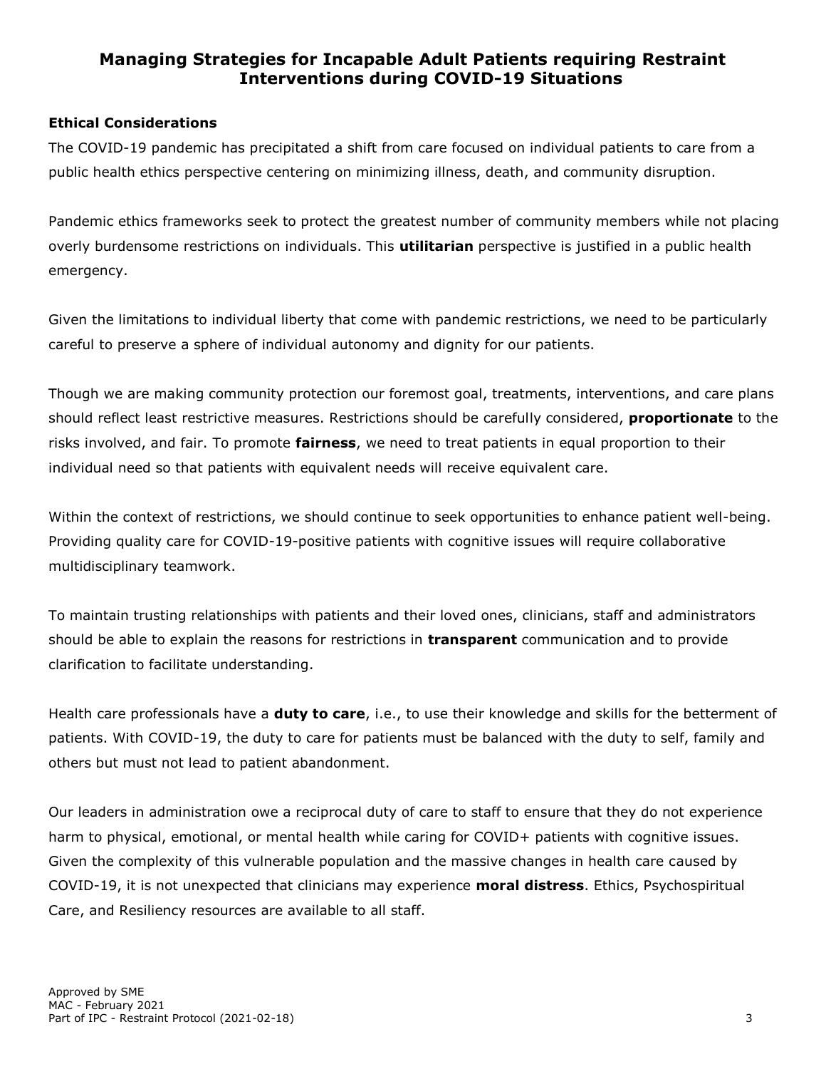## Managing Strategies for Incapable Adult Patients requiring Restraint Interventions during COVID-19 Situations

### Ethical Considerations

The COVID-19 pandemic has precipitated a shift from care focused on individual patients to care from a public health ethics perspective centering on minimizing illness, death, and community disruption.

Pandemic ethics frameworks seek to protect the greatest number of community members while not placing overly burdensome restrictions on individuals. This **utilitarian** perspective is justified in a public health emergency.

Given the limitations to individual liberty that come with pandemic restrictions, we need to be particularly careful to preserve a sphere of individual autonomy and dignity for our patients.

Though we are making community protection our foremost goal, treatments, interventions, and care plans should reflect least restrictive measures. Restrictions should be carefully considered, **proportionate** to the risks involved, and fair. To promote **fairness**, we need to treat patients in equal proportion to their individual need so that patients with equivalent needs will receive equivalent care.

Within the context of restrictions, we should continue to seek opportunities to enhance patient well-being. Providing quality care for COVID-19-positive patients with cognitive issues will require collaborative multidisciplinary teamwork.

To maintain trusting relationships with patients and their loved ones, clinicians, staff and administrators should be able to explain the reasons for restrictions in **transparent** communication and to provide clarification to facilitate understanding.

Health care professionals have a **duty to care**, i.e., to use their knowledge and skills for the betterment of patients. With COVID-19, the duty to care for patients must be balanced with the duty to self, family and others but must not lead to patient abandonment.

Our leaders in administration owe a reciprocal duty of care to staff to ensure that they do not experience harm to physical, emotional, or mental health while caring for COVID+ patients with cognitive issues. Given the complexity of this vulnerable population and the massive changes in health care caused by COVID-19, it is not unexpected that clinicians may experience **moral distress**. Ethics, Psychospiritual Care, and Resiliency resources are available to all staff.

Approved by SME
MAC - February 2021
Part of IPC - Restraint Protocol (2021-02-18)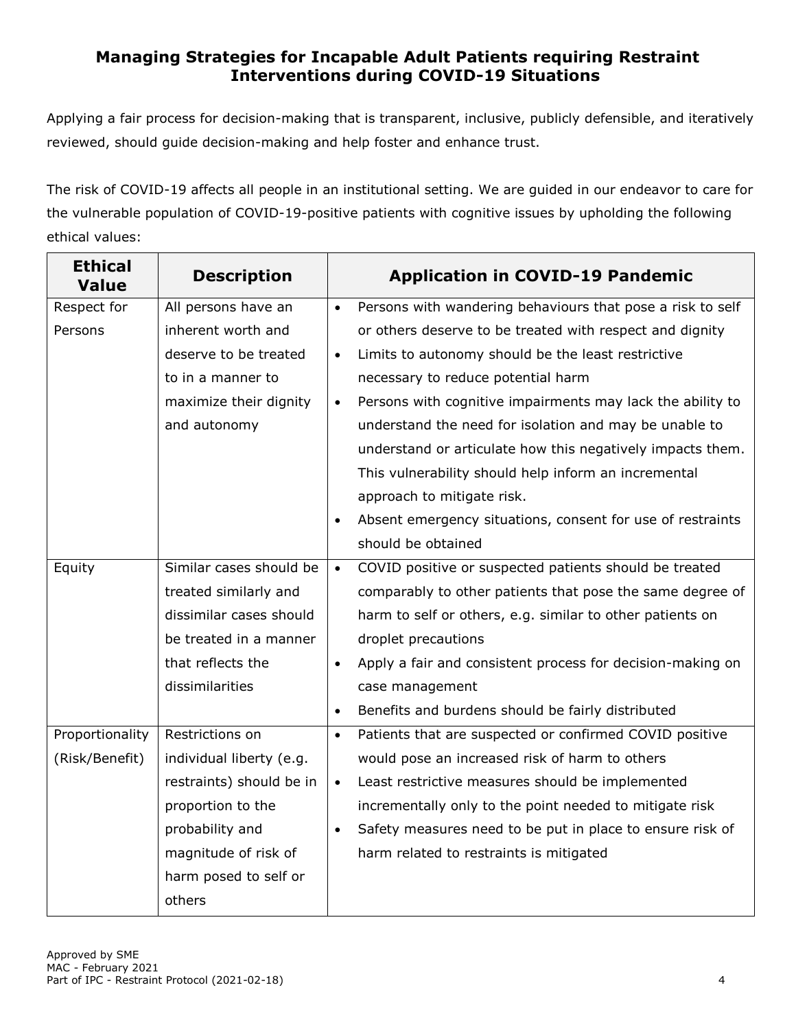## Managing Strategies for Incapable Adult Patients requiring Restraint Interventions during COVID-19 Situations

Applying a fair process for decision-making that is transparent, inclusive, publicly defensible, and iteratively reviewed, should guide decision-making and help foster and enhance trust.

The risk of COVID-19 affects all people in an institutional setting. We are guided in our endeavor to care for the vulnerable population of COVID-19-positive patients with cognitive issues by upholding the following ethical values:

| Ethical Value | Description | Application in COVID-19 Pandemic |
|---|---|---|
| Respect for Persons | All persons have an inherent worth and deserve to be treated to in a manner to maximize their dignity and autonomy | • Persons with wandering behaviours that pose a risk to self or others deserve to be treated with respect and dignity<br>• Limits to autonomy should be the least restrictive necessary to reduce potential harm<br>• Persons with cognitive impairments may lack the ability to understand the need for isolation and may be unable to understand or articulate how this negatively impacts them. This vulnerability should help inform an incremental approach to mitigate risk.<br>• Absent emergency situations, consent for use of restraints should be obtained |
| Equity | Similar cases should be treated similarly and dissimilar cases should be treated in a manner that reflects the dissimilarities | • COVID positive or suspected patients should be treated comparably to other patients that pose the same degree of harm to self or others, e.g. similar to other patients on droplet precautions<br>• Apply a fair and consistent process for decision-making on case management<br>• Benefits and burdens should be fairly distributed |
| Proportionality (Risk/Benefit) | Restrictions on individual liberty (e.g. restraints) should be in proportion to the probability and magnitude of risk of harm posed to self or others | • Patients that are suspected or confirmed COVID positive would pose an increased risk of harm to others<br>• Least restrictive measures should be implemented incrementally only to the point needed to mitigate risk<br>• Safety measures need to be put in place to ensure risk of harm related to restraints is mitigated |

Approved by SME
MAC - February 2021
Part of IPC - Restraint Protocol (2021-02-18)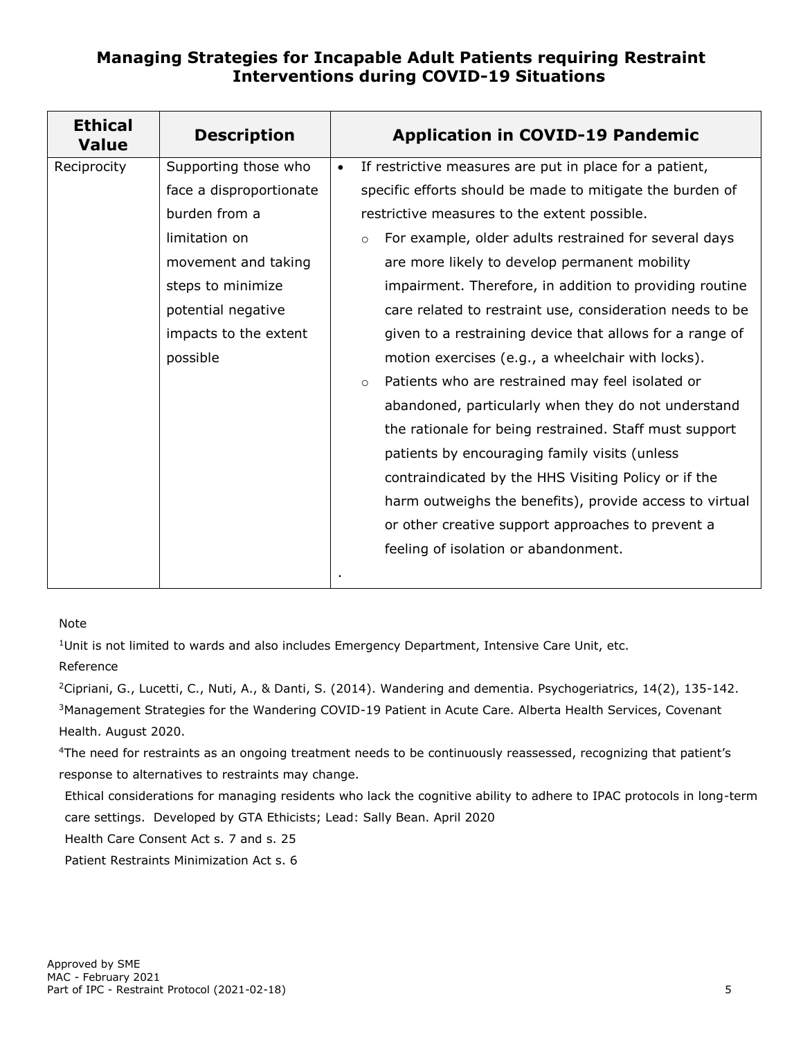## Managing Strategies for Incapable Adult Patients requiring Restraint Interventions during COVID-19 Situations

| Ethical Value | Description | Application in COVID-19 Pandemic |
|---|---|---|
| Reciprocity | Supporting those who face a disproportionate burden from a limitation on movement and taking steps to minimize potential negative impacts to the extent possible | • If restrictive measures are put in place for a patient, specific efforts should be made to mitigate the burden of restrictive measures to the extent possible.<br>○ For example, older adults restrained for several days are more likely to develop permanent mobility impairment. Therefore, in addition to providing routine care related to restraint use, consideration needs to be given to a restraining device that allows for a range of motion exercises (e.g., a wheelchair with locks).<br>○ Patients who are restrained may feel isolated or abandoned, particularly when they do not understand the rationale for being restrained. Staff must support patients by encouraging family visits (unless contraindicated by the HHS Visiting Policy or if the harm outweighs the benefits), provide access to virtual or other creative support approaches to prevent a feeling of isolation or abandonment.<br>. |

Note

[1]Unit is not limited to wards and also includes Emergency Department, Intensive Care Unit, etc.

Reference

[2]Cipriani, G., Lucetti, C., Nuti, A., & Danti, S. (2014). Wandering and dementia. Psychogeriatrics, 14(2), 135-142.

[3]Management Strategies for the Wandering COVID-19 Patient in Acute Care. Alberta Health Services, Covenant Health. August 2020.

[4]The need for restraints as an ongoing treatment needs to be continuously reassessed, recognizing that patient's response to alternatives to restraints may change.

Ethical considerations for managing residents who lack the cognitive ability to adhere to IPAC protocols in long-term care settings. Developed by GTA Ethicists; Lead: Sally Bean. April 2020

Health Care Consent Act s. 7 and s. 25

Patient Restraints Minimization Act s. 6

Approved by SME
MAC - February 2021
Part of IPC - Restraint Protocol (2021-02-18)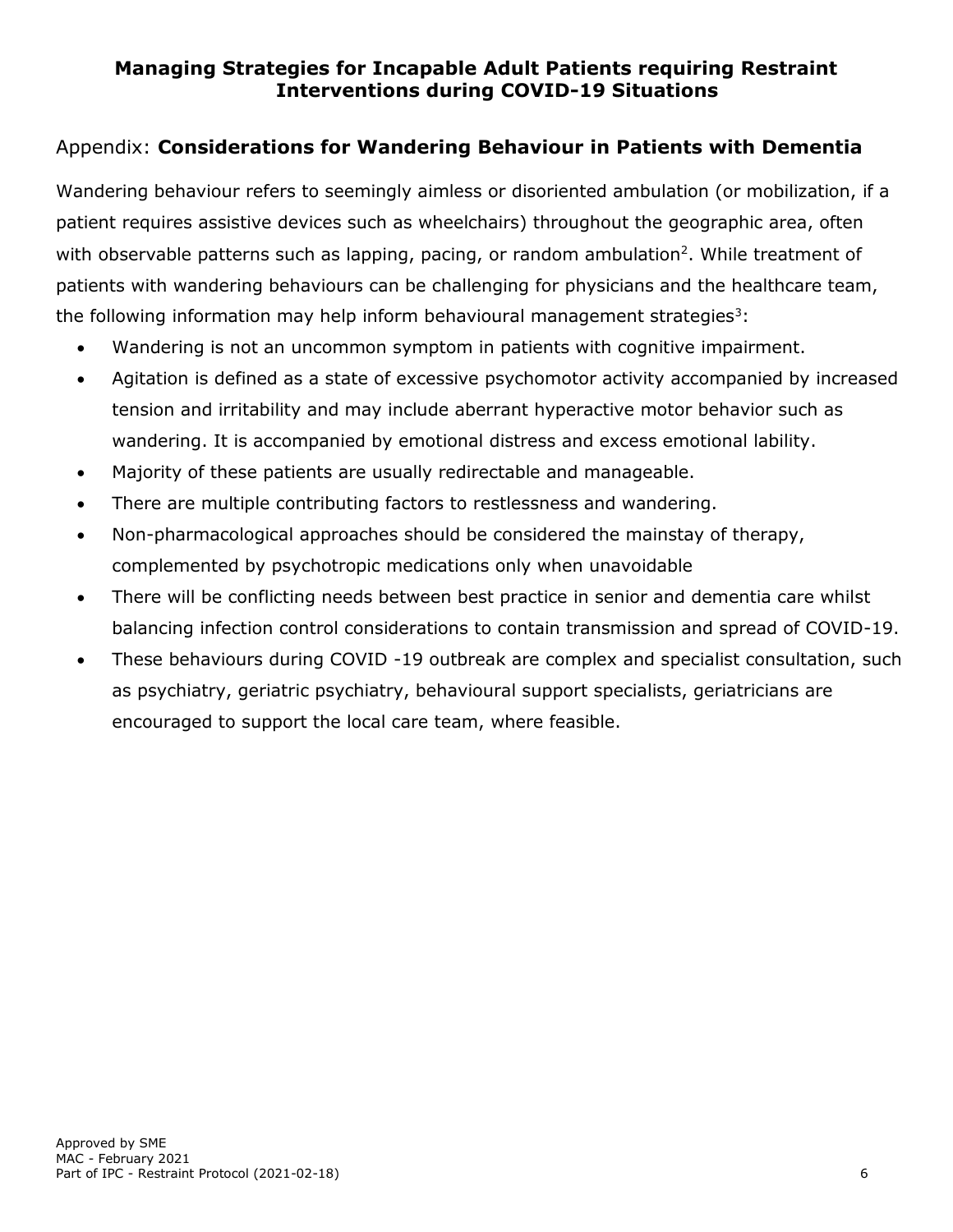## Managing Strategies for Incapable Adult Patients requiring Restraint Interventions during COVID-19 Situations

### Appendix: **Considerations for Wandering Behaviour in Patients with Dementia**

Wandering behaviour refers to seemingly aimless or disoriented ambulation (or mobilization, if a patient requires assistive devices such as wheelchairs) throughout the geographic area, often with observable patterns such as lapping, pacing, or random ambulation[2]. While treatment of patients with wandering behaviours can be challenging for physicians and the healthcare team, the following information may help inform behavioural management strategies[3]:

- Wandering is not an uncommon symptom in patients with cognitive impairment.
- Agitation is defined as a state of excessive psychomotor activity accompanied by increased tension and irritability and may include aberrant hyperactive motor behavior such as wandering. It is accompanied by emotional distress and excess emotional lability.
- Majority of these patients are usually redirectable and manageable.
- There are multiple contributing factors to restlessness and wandering.
- Non-pharmacological approaches should be considered the mainstay of therapy, complemented by psychotropic medications only when unavoidable
- There will be conflicting needs between best practice in senior and dementia care whilst balancing infection control considerations to contain transmission and spread of COVID-19.
- These behaviours during COVID -19 outbreak are complex and specialist consultation, such as psychiatry, geriatric psychiatry, behavioural support specialists, geriatricians are encouraged to support the local care team, where feasible.

Approved by SME
MAC - February 2021
Part of IPC - Restraint Protocol (2021-02-18)